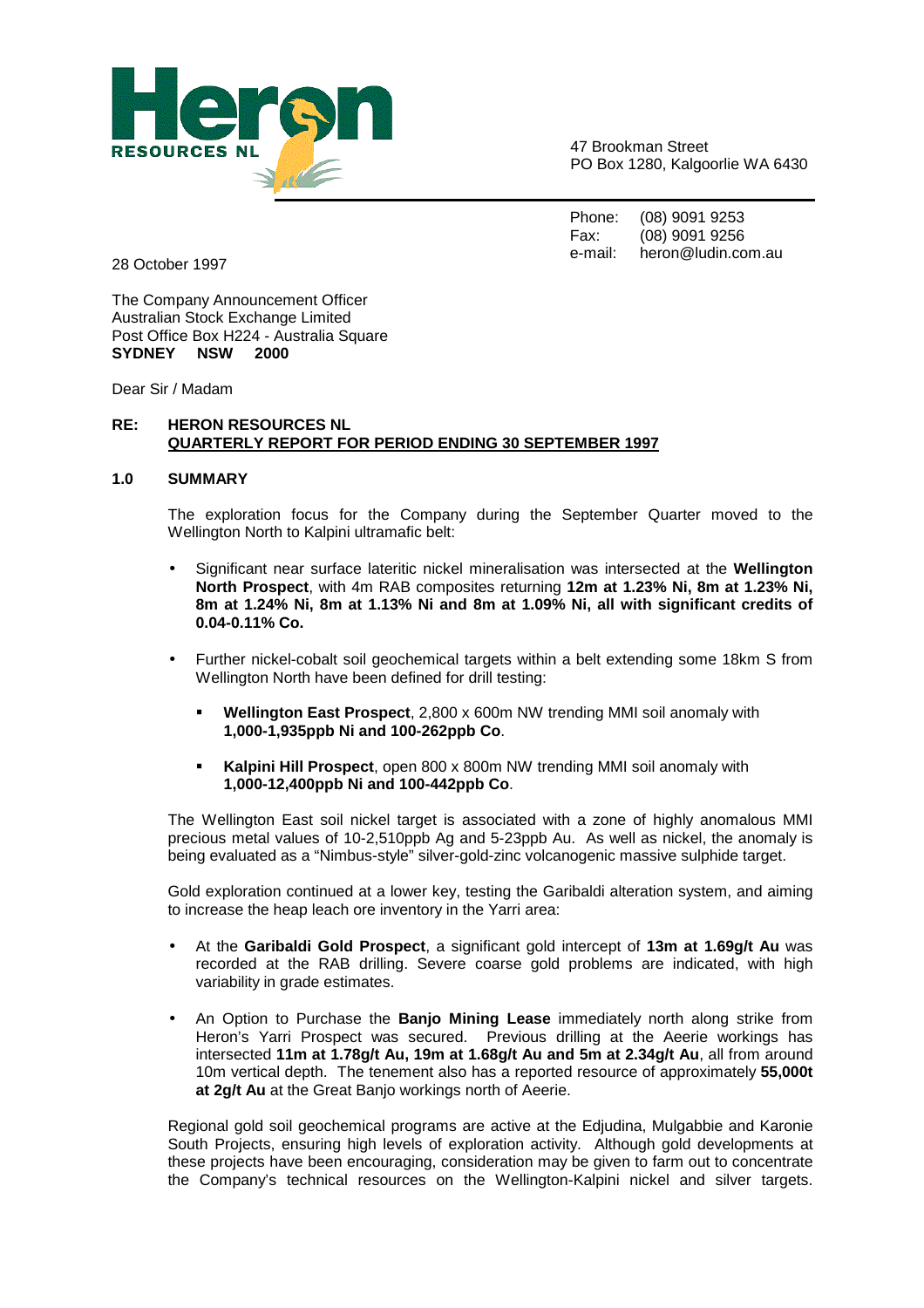**Heron**
**RESOURCES NL**

47 Brookman Street
PO Box 1280, Kalgoorlie WA 6430

Phone: (08) 9091 9253
Fax: (08) 9091 9256
e-mail: heron@ludin.com.au

28 October 1997

The Company Announcement Officer
Australian Stock Exchange Limited
Post Office Box H224 - Australia Square
**SYDNEY NSW 2000**

Dear Sir / Madam

**RE: HERON RESOURCES NL**
**QUARTERLY REPORT FOR PERIOD ENDING 30 SEPTEMBER 1997**

## 1.0 SUMMARY

The exploration focus for the Company during the September Quarter moved to the Wellington North to Kalpini ultramafic belt:

- Significant near surface lateritic nickel mineralisation was intersected at the **Wellington North Prospect**, with 4m RAB composites returning **12m at 1.23% Ni, 8m at 1.23% Ni, 8m at 1.24% Ni, 8m at 1.13% Ni and 8m at 1.09% Ni, all with significant credits of 0.04-0.11% Co.**

- Further nickel-cobalt soil geochemical targets within a belt extending some 18km S from Wellington North have been defined for drill testing:

  - **Wellington East Prospect**, 2,800 x 600m NW trending MMI soil anomaly with **1,000-1,935ppb Ni and 100-262ppb Co**.

  - **Kalpini Hill Prospect**, open 800 x 800m NW trending MMI soil anomaly with **1,000-12,400ppb Ni and 100-442ppb Co**.

The Wellington East soil nickel target is associated with a zone of highly anomalous MMI precious metal values of 10-2,510ppb Ag and 5-23ppb Au. As well as nickel, the anomaly is being evaluated as a "Nimbus-style" silver-gold-zinc volcanogenic massive sulphide target.

Gold exploration continued at a lower key, testing the Garibaldi alteration system, and aiming to increase the heap leach ore inventory in the Yarri area:

- At the **Garibaldi Gold Prospect**, a significant gold intercept of **13m at 1.69g/t Au** was recorded at the RAB drilling. Severe coarse gold problems are indicated, with high variability in grade estimates.

- An Option to Purchase the **Banjo Mining Lease** immediately north along strike from Heron's Yarri Prospect was secured. Previous drilling at the Aeerie workings has intersected **11m at 1.78g/t Au, 19m at 1.68g/t Au and 5m at 2.34g/t Au**, all from around 10m vertical depth. The tenement also has a reported resource of approximately **55,000t at 2g/t Au** at the Great Banjo workings north of Aeerie.

Regional gold soil geochemical programs are active at the Edjudina, Mulgabbie and Karonie South Projects, ensuring high levels of exploration activity. Although gold developments at these projects have been encouraging, consideration may be given to farm out to concentrate the Company's technical resources on the Wellington-Kalpini nickel and silver targets.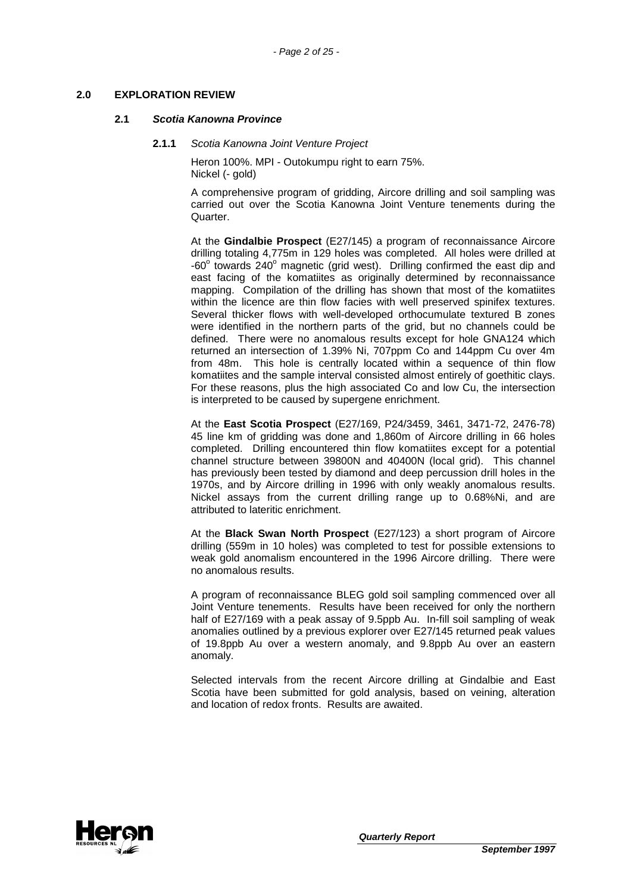## 2.0 EXPLORATION REVIEW

### 2.1 *Scotia Kanowna Province*

#### 2.1.1 *Scotia Kanowna Joint Venture Project*

Heron 100%. MPI - Outokumpu right to earn 75%.
Nickel (- gold)

A comprehensive program of gridding, Aircore drilling and soil sampling was carried out over the Scotia Kanowna Joint Venture tenements during the Quarter.

At the **Gindalbie Prospect** (E27/145) a program of reconnaissance Aircore drilling totaling 4,775m in 129 holes was completed. All holes were drilled at -60° towards 240° magnetic (grid west). Drilling confirmed the east dip and east facing of the komatiites as originally determined by reconnaissance mapping. Compilation of the drilling has shown that most of the komatiites within the licence are thin flow facies with well preserved spinifex textures. Several thicker flows with well-developed orthocumulate textured B zones were identified in the northern parts of the grid, but no channels could be defined. There were no anomalous results except for hole GNA124 which returned an intersection of 1.39% Ni, 707ppm Co and 144ppm Cu over 4m from 48m. This hole is centrally located within a sequence of thin flow komatiites and the sample interval consisted almost entirely of goethitic clays. For these reasons, plus the high associated Co and low Cu, the intersection is interpreted to be caused by supergene enrichment.

At the **East Scotia Prospect** (E27/169, P24/3459, 3461, 3471-72, 2476-78) 45 line km of gridding was done and 1,860m of Aircore drilling in 66 holes completed. Drilling encountered thin flow komatiites except for a potential channel structure between 39800N and 40400N (local grid). This channel has previously been tested by diamond and deep percussion drill holes in the 1970s, and by Aircore drilling in 1996 with only weakly anomalous results. Nickel assays from the current drilling range up to 0.68%Ni, and are attributed to lateritic enrichment.

At the **Black Swan North Prospect** (E27/123) a short program of Aircore drilling (559m in 10 holes) was completed to test for possible extensions to weak gold anomalism encountered in the 1996 Aircore drilling. There were no anomalous results.

A program of reconnaissance BLEG gold soil sampling commenced over all Joint Venture tenements. Results have been received for only the northern half of E27/169 with a peak assay of 9.5ppb Au. In-fill soil sampling of weak anomalies outlined by a previous explorer over E27/145 returned peak values of 19.8ppb Au over a western anomaly, and 9.8ppb Au over an eastern anomaly.

Selected intervals from the recent Aircore drilling at Gindalbie and East Scotia have been submitted for gold analysis, based on veining, alteration and location of redox fronts. Results are awaited.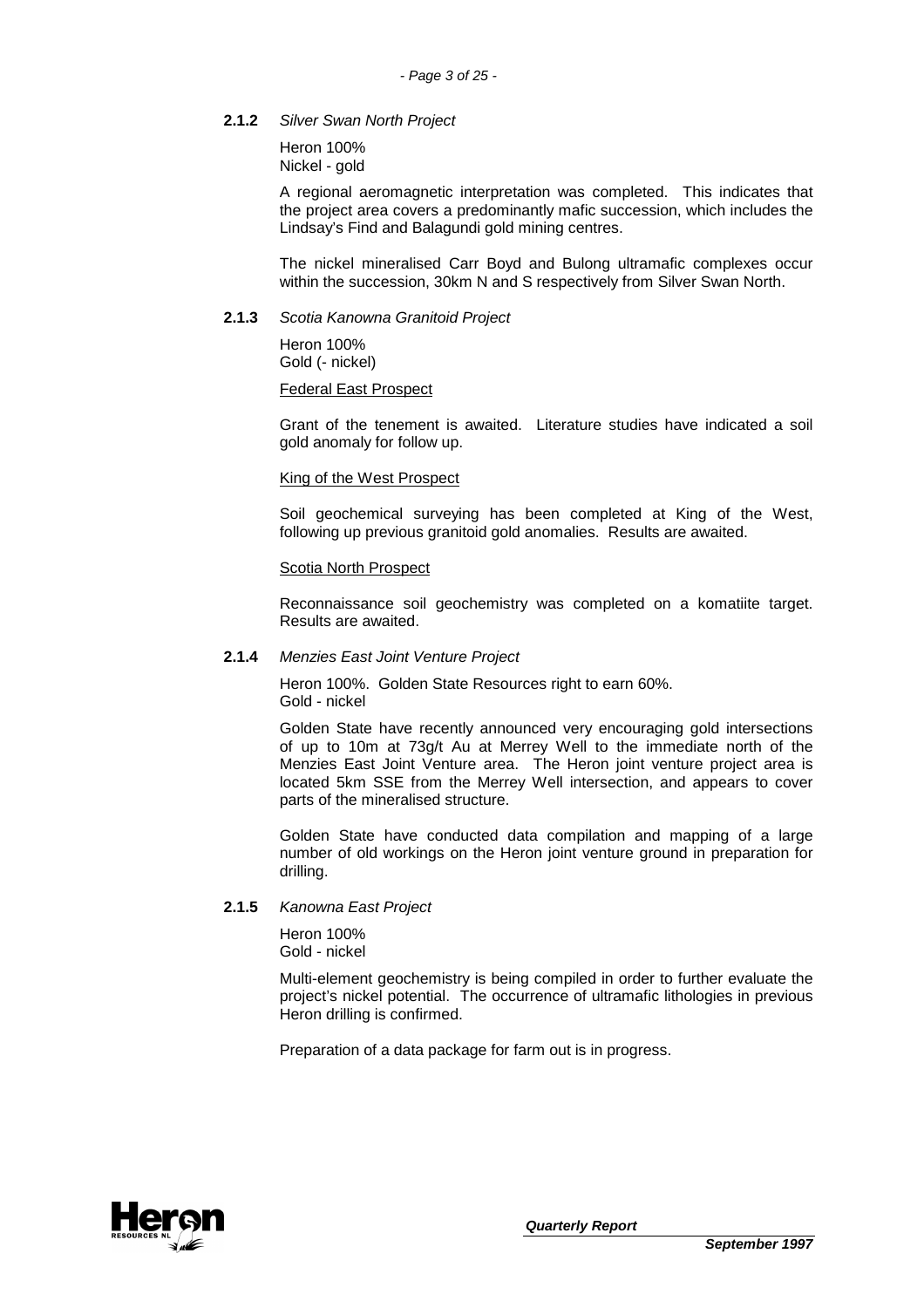### 2.1.2 *Silver Swan North Project*

Heron 100%
Nickel - gold

A regional aeromagnetic interpretation was completed. This indicates that the project area covers a predominantly mafic succession, which includes the Lindsay's Find and Balagundi gold mining centres.

The nickel mineralised Carr Boyd and Bulong ultramafic complexes occur within the succession, 30km N and S respectively from Silver Swan North.

### 2.1.3 *Scotia Kanowna Granitoid Project*

Heron 100%
Gold (- nickel)

Federal East Prospect

Grant of the tenement is awaited. Literature studies have indicated a soil gold anomaly for follow up.

King of the West Prospect

Soil geochemical surveying has been completed at King of the West, following up previous granitoid gold anomalies. Results are awaited.

Scotia North Prospect

Reconnaissance soil geochemistry was completed on a komatiite target. Results are awaited.

### 2.1.4 *Menzies East Joint Venture Project*

Heron 100%. Golden State Resources right to earn 60%.
Gold - nickel

Golden State have recently announced very encouraging gold intersections of up to 10m at 73g/t Au at Merrey Well to the immediate north of the Menzies East Joint Venture area. The Heron joint venture project area is located 5km SSE from the Merrey Well intersection, and appears to cover parts of the mineralised structure.

Golden State have conducted data compilation and mapping of a large number of old workings on the Heron joint venture ground in preparation for drilling.

### 2.1.5 *Kanowna East Project*

Heron 100%
Gold - nickel

Multi-element geochemistry is being compiled in order to further evaluate the project's nickel potential. The occurrence of ultramafic lithologies in previous Heron drilling is confirmed.

Preparation of a data package for farm out is in progress.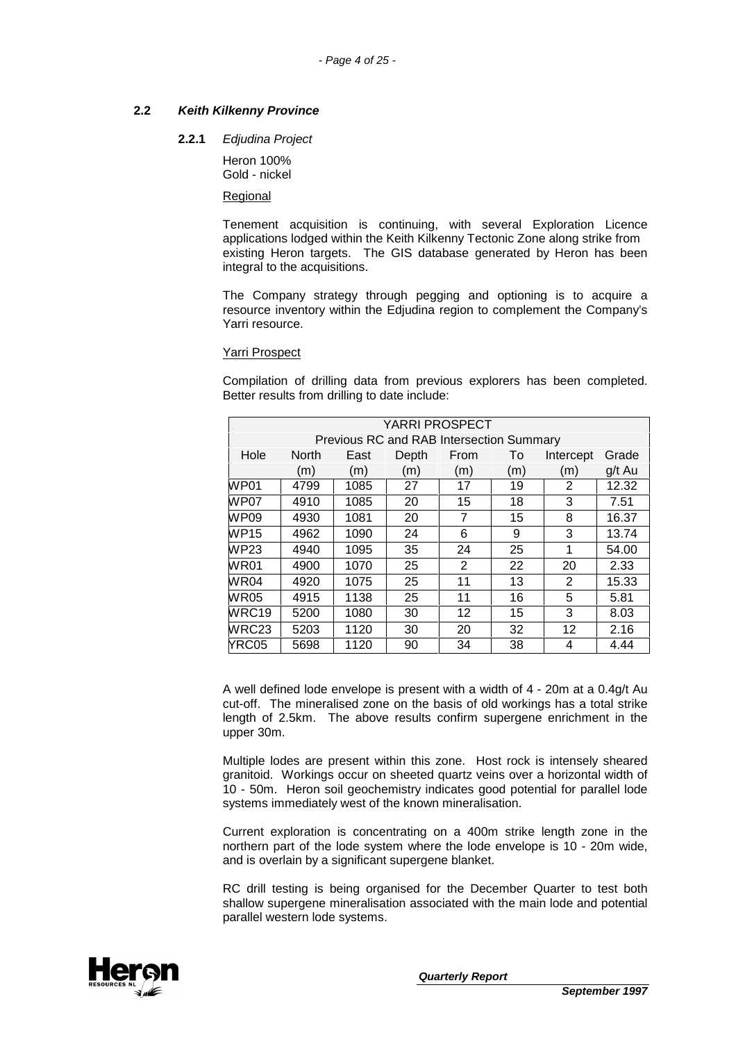## 2.2 *Keith Kilkenny Province*

### 2.2.1 *Edjudina Project*

Heron 100%
Gold - nickel

Regional

Tenement acquisition is continuing, with several Exploration Licence applications lodged within the Keith Kilkenny Tectonic Zone along strike from existing Heron targets. The GIS database generated by Heron has been integral to the acquisitions.

The Company strategy through pegging and optioning is to acquire a resource inventory within the Edjudina region to complement the Company's Yarri resource.

Yarri Prospect

Compilation of drilling data from previous explorers has been completed. Better results from drilling to date include:

| YARRI PROSPECT | | | | | | | |
|---|---|---|---|---|---|---|---|
| Previous RC and RAB Intersection Summary | | | | | | | |
| Hole | North (m) | East (m) | Depth (m) | From (m) | To (m) | Intercept (m) | Grade g/t Au |
| WP01 | 4799 | 1085 | 27 | 17 | 19 | 2 | 12.32 |
| WP07 | 4910 | 1085 | 20 | 15 | 18 | 3 | 7.51 |
| WP09 | 4930 | 1081 | 20 | 7 | 15 | 8 | 16.37 |
| WP15 | 4962 | 1090 | 24 | 6 | 9 | 3 | 13.74 |
| WP23 | 4940 | 1095 | 35 | 24 | 25 | 1 | 54.00 |
| WR01 | 4900 | 1070 | 25 | 2 | 22 | 20 | 2.33 |
| WR04 | 4920 | 1075 | 25 | 11 | 13 | 2 | 15.33 |
| WR05 | 4915 | 1138 | 25 | 11 | 16 | 5 | 5.81 |
| WRC19 | 5200 | 1080 | 30 | 12 | 15 | 3 | 8.03 |
| WRC23 | 5203 | 1120 | 30 | 20 | 32 | 12 | 2.16 |
| YRC05 | 5698 | 1120 | 90 | 34 | 38 | 4 | 4.44 |

A well defined lode envelope is present with a width of 4 - 20m at a 0.4g/t Au cut-off. The mineralised zone on the basis of old workings has a total strike length of 2.5km. The above results confirm supergene enrichment in the upper 30m.

Multiple lodes are present within this zone. Host rock is intensely sheared granitoid. Workings occur on sheeted quartz veins over a horizontal width of 10 - 50m. Heron soil geochemistry indicates good potential for parallel lode systems immediately west of the known mineralisation.

Current exploration is concentrating on a 400m strike length zone in the northern part of the lode system where the lode envelope is 10 - 20m wide, and is overlain by a significant supergene blanket.

RC drill testing is being organised for the December Quarter to test both shallow supergene mineralisation associated with the main lode and potential parallel western lode systems.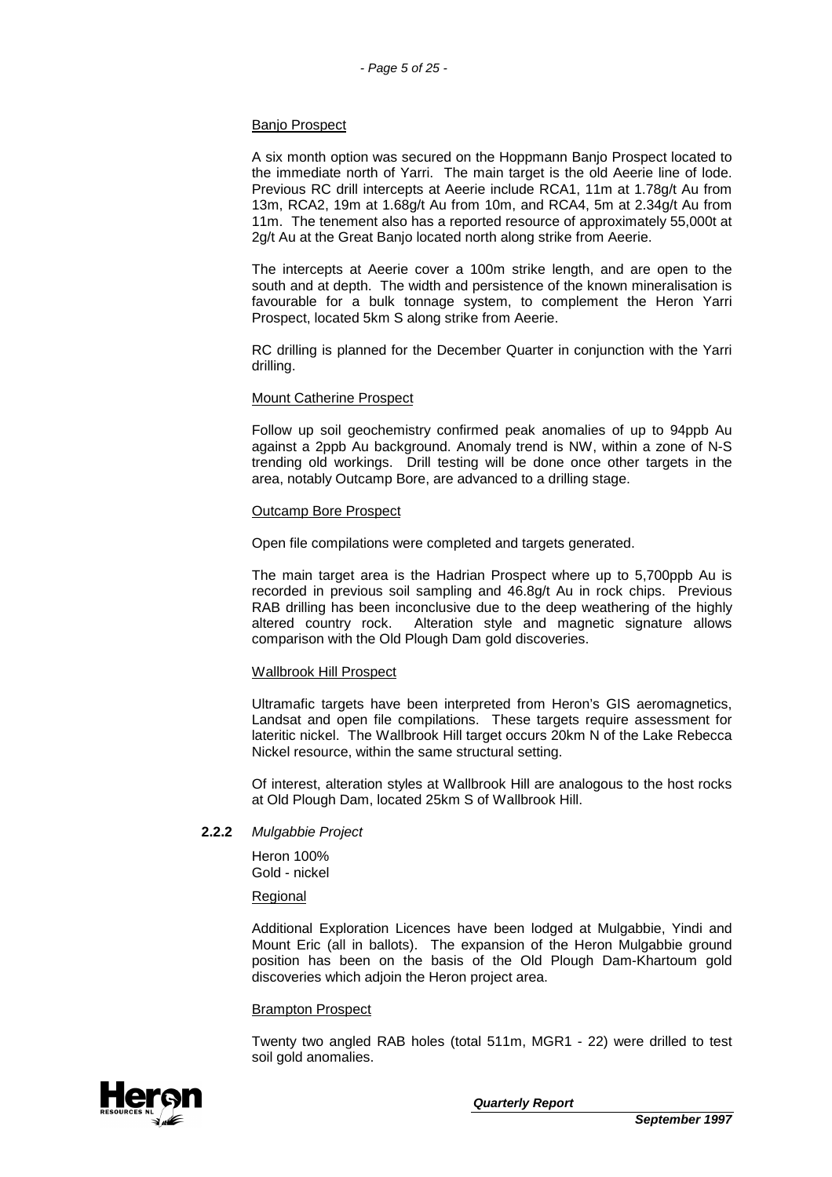Banjo Prospect

A six month option was secured on the Hoppmann Banjo Prospect located to the immediate north of Yarri. The main target is the old Aeerie line of lode. Previous RC drill intercepts at Aeerie include RCA1, 11m at 1.78g/t Au from 13m, RCA2, 19m at 1.68g/t Au from 10m, and RCA4, 5m at 2.34g/t Au from 11m. The tenement also has a reported resource of approximately 55,000t at 2g/t Au at the Great Banjo located north along strike from Aeerie.

The intercepts at Aeerie cover a 100m strike length, and are open to the south and at depth. The width and persistence of the known mineralisation is favourable for a bulk tonnage system, to complement the Heron Yarri Prospect, located 5km S along strike from Aeerie.

RC drilling is planned for the December Quarter in conjunction with the Yarri drilling.

Mount Catherine Prospect

Follow up soil geochemistry confirmed peak anomalies of up to 94ppb Au against a 2ppb Au background. Anomaly trend is NW, within a zone of N-S trending old workings. Drill testing will be done once other targets in the area, notably Outcamp Bore, are advanced to a drilling stage.

Outcamp Bore Prospect

Open file compilations were completed and targets generated.

The main target area is the Hadrian Prospect where up to 5,700ppb Au is recorded in previous soil sampling and 46.8g/t Au in rock chips. Previous RAB drilling has been inconclusive due to the deep weathering of the highly altered country rock. Alteration style and magnetic signature allows comparison with the Old Plough Dam gold discoveries.

Wallbrook Hill Prospect

Ultramafic targets have been interpreted from Heron's GIS aeromagnetics, Landsat and open file compilations. These targets require assessment for lateritic nickel. The Wallbrook Hill target occurs 20km N of the Lake Rebecca Nickel resource, within the same structural setting.

Of interest, alteration styles at Wallbrook Hill are analogous to the host rocks at Old Plough Dam, located 25km S of Wallbrook Hill.

**2.2.2** *Mulgabbie Project*

Heron 100%
Gold - nickel

Regional

Additional Exploration Licences have been lodged at Mulgabbie, Yindi and Mount Eric (all in ballots). The expansion of the Heron Mulgabbie ground position has been on the basis of the Old Plough Dam-Khartoum gold discoveries which adjoin the Heron project area.

Brampton Prospect

Twenty two angled RAB holes (total 511m, MGR1 - 22) were drilled to test soil gold anomalies.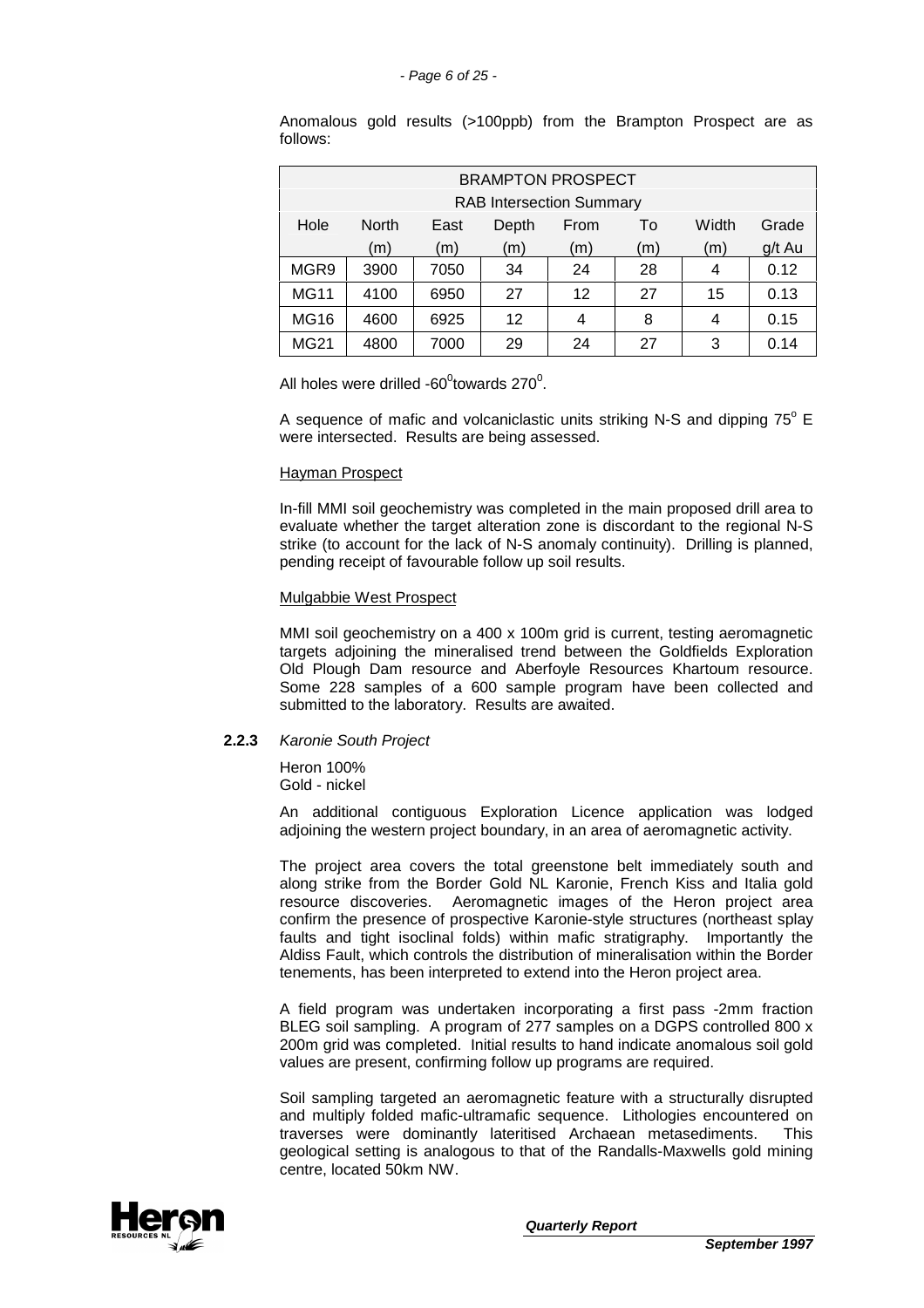Anomalous gold results (>100ppb) from the Brampton Prospect are as follows:

| BRAMPTON PROSPECT | | | | | | | |
|---|---|---|---|---|---|---|---|
| RAB Intersection Summary | | | | | | | |
| Hole | North (m) | East (m) | Depth (m) | From (m) | To (m) | Width (m) | Grade g/t Au |
| MGR9 | 3900 | 7050 | 34 | 24 | 28 | 4 | 0.12 |
| MG11 | 4100 | 6950 | 27 | 12 | 27 | 15 | 0.13 |
| MG16 | 4600 | 6925 | 12 | 4 | 8 | 4 | 0.15 |
| MG21 | 4800 | 7000 | 29 | 24 | 27 | 3 | 0.14 |

All holes were drilled -60$^0$towards 270$^0$.

A sequence of mafic and volcaniclastic units striking N-S and dipping 75$^o$ E were intersected. Results are being assessed.

Hayman Prospect

In-fill MMI soil geochemistry was completed in the main proposed drill area to evaluate whether the target alteration zone is discordant to the regional N-S strike (to account for the lack of N-S anomaly continuity). Drilling is planned, pending receipt of favourable follow up soil results.

Mulgabbie West Prospect

MMI soil geochemistry on a 400 x 100m grid is current, testing aeromagnetic targets adjoining the mineralised trend between the Goldfields Exploration Old Plough Dam resource and Aberfoyle Resources Khartoum resource. Some 228 samples of a 600 sample program have been collected and submitted to the laboratory. Results are awaited.

**2.2.3** *Karonie South Project*

Heron 100%
Gold - nickel

An additional contiguous Exploration Licence application was lodged adjoining the western project boundary, in an area of aeromagnetic activity.

The project area covers the total greenstone belt immediately south and along strike from the Border Gold NL Karonie, French Kiss and Italia gold resource discoveries. Aeromagnetic images of the Heron project area confirm the presence of prospective Karonie-style structures (northeast splay faults and tight isoclinal folds) within mafic stratigraphy. Importantly the Aldiss Fault, which controls the distribution of mineralisation within the Border tenements, has been interpreted to extend into the Heron project area.

A field program was undertaken incorporating a first pass -2mm fraction BLEG soil sampling. A program of 277 samples on a DGPS controlled 800 x 200m grid was completed. Initial results to hand indicate anomalous soil gold values are present, confirming follow up programs are required.

Soil sampling targeted an aeromagnetic feature with a structurally disrupted and multiply folded mafic-ultramafic sequence. Lithologies encountered on traverses were dominantly lateritised Archaean metasediments. This geological setting is analogous to that of the Randalls-Maxwells gold mining centre, located 50km NW.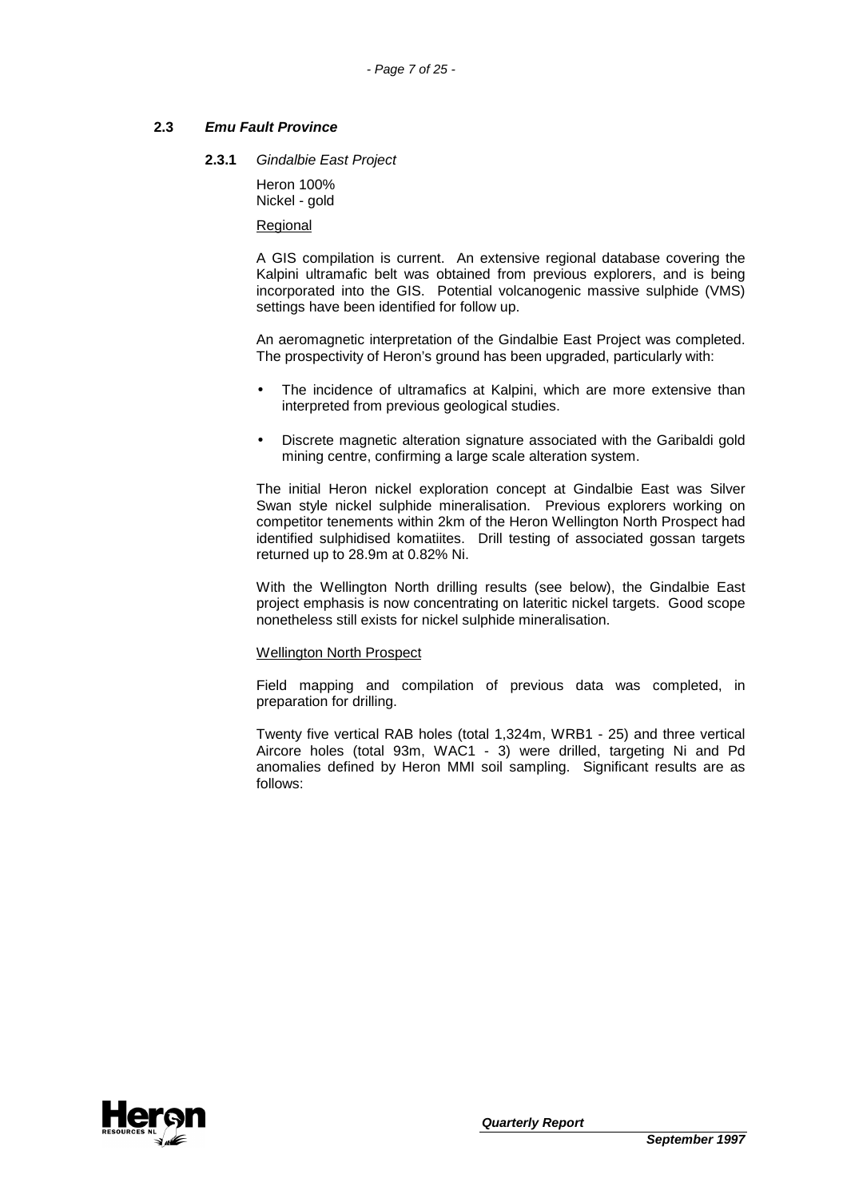## 2.3 *Emu Fault Province*

### 2.3.1 *Gindalbie East Project*

Heron 100%
Nickel - gold

Regional

A GIS compilation is current. An extensive regional database covering the Kalpini ultramafic belt was obtained from previous explorers, and is being incorporated into the GIS. Potential volcanogenic massive sulphide (VMS) settings have been identified for follow up.

An aeromagnetic interpretation of the Gindalbie East Project was completed. The prospectivity of Heron's ground has been upgraded, particularly with:

- The incidence of ultramafics at Kalpini, which are more extensive than interpreted from previous geological studies.
- Discrete magnetic alteration signature associated with the Garibaldi gold mining centre, confirming a large scale alteration system.

The initial Heron nickel exploration concept at Gindalbie East was Silver Swan style nickel sulphide mineralisation. Previous explorers working on competitor tenements within 2km of the Heron Wellington North Prospect had identified sulphidised komatiites. Drill testing of associated gossan targets returned up to 28.9m at 0.82% Ni.

With the Wellington North drilling results (see below), the Gindalbie East project emphasis is now concentrating on lateritic nickel targets. Good scope nonetheless still exists for nickel sulphide mineralisation.

Wellington North Prospect

Field mapping and compilation of previous data was completed, in preparation for drilling.

Twenty five vertical RAB holes (total 1,324m, WRB1 - 25) and three vertical Aircore holes (total 93m, WAC1 - 3) were drilled, targeting Ni and Pd anomalies defined by Heron MMI soil sampling. Significant results are as follows: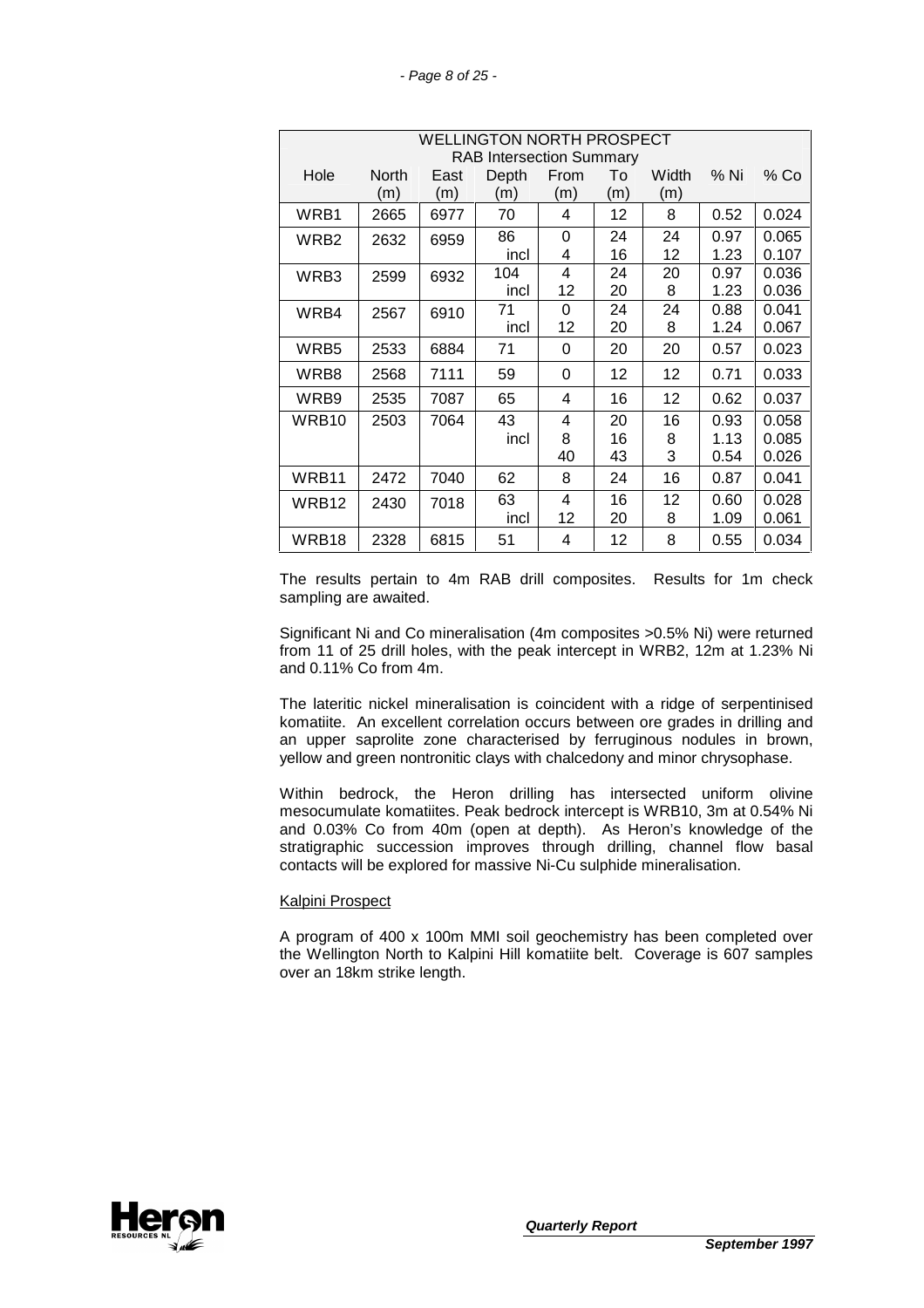| WELLINGTON NORTH PROSPECT RAB Intersection Summary | | | | | | | | |
|---|---|---|---|---|---|---|---|---|
| Hole | North (m) | East (m) | Depth (m) | From (m) | To (m) | Width (m) | % Ni | % Co |
| WRB1 | 2665 | 6977 | 70 | 4 | 12 | 8 | 0.52 | 0.024 |
| WRB2 | 2632 | 6959 | 86 | 0 | 24 | 24 | 0.97 | 0.065 |
| | | | incl | 4 | 16 | 12 | 1.23 | 0.107 |
| WRB3 | 2599 | 6932 | 104 | 4 | 24 | 20 | 0.97 | 0.036 |
| | | | incl | 12 | 20 | 8 | 1.23 | 0.036 |
| WRB4 | 2567 | 6910 | 71 | 0 | 24 | 24 | 0.88 | 0.041 |
| | | | incl | 12 | 20 | 8 | 1.24 | 0.067 |
| WRB5 | 2533 | 6884 | 71 | 0 | 20 | 20 | 0.57 | 0.023 |
| WRB8 | 2568 | 7111 | 59 | 0 | 12 | 12 | 0.71 | 0.033 |
| WRB9 | 2535 | 7087 | 65 | 4 | 16 | 12 | 0.62 | 0.037 |
| WRB10 | 2503 | 7064 | 43 | 4 | 20 | 16 | 0.93 | 0.058 |
| | | | incl | 8 | 16 | 8 | 1.13 | 0.085 |
| | | | | 40 | 43 | 3 | 0.54 | 0.026 |
| WRB11 | 2472 | 7040 | 62 | 8 | 24 | 16 | 0.87 | 0.041 |
| WRB12 | 2430 | 7018 | 63 | 4 | 16 | 12 | 0.60 | 0.028 |
| | | | incl | 12 | 20 | 8 | 1.09 | 0.061 |
| WRB18 | 2328 | 6815 | 51 | 4 | 12 | 8 | 0.55 | 0.034 |

The results pertain to 4m RAB drill composites. Results for 1m check sampling are awaited.

Significant Ni and Co mineralisation (4m composites >0.5% Ni) were returned from 11 of 25 drill holes, with the peak intercept in WRB2, 12m at 1.23% Ni and 0.11% Co from 4m.

The lateritic nickel mineralisation is coincident with a ridge of serpentinised komatiite. An excellent correlation occurs between ore grades in drilling and an upper saprolite zone characterised by ferruginous nodules in brown, yellow and green nontronitic clays with chalcedony and minor chrysophase.

Within bedrock, the Heron drilling has intersected uniform olivine mesocumulate komatiites. Peak bedrock intercept is WRB10, 3m at 0.54% Ni and 0.03% Co from 40m (open at depth). As Heron's knowledge of the stratigraphic succession improves through drilling, channel flow basal contacts will be explored for massive Ni-Cu sulphide mineralisation.

<u>Kalpini Prospect</u>

A program of 400 x 100m MMI soil geochemistry has been completed over the Wellington North to Kalpini Hill komatiite belt. Coverage is 607 samples over an 18km strike length.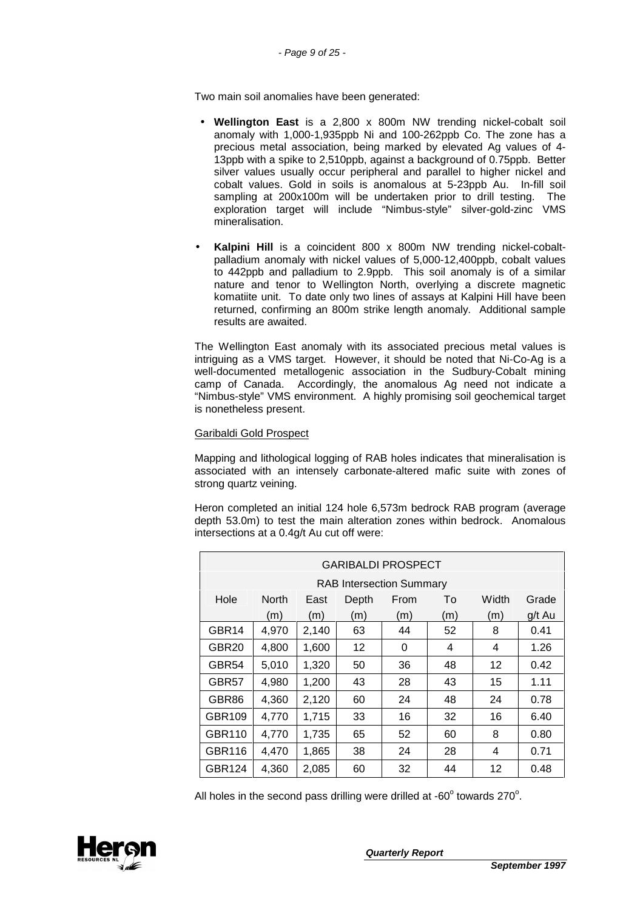Two main soil anomalies have been generated:

- **Wellington East** is a 2,800 x 800m NW trending nickel-cobalt soil anomaly with 1,000-1,935ppb Ni and 100-262ppb Co. The zone has a precious metal association, being marked by elevated Ag values of 4-13ppb with a spike to 2,510ppb, against a background of 0.75ppb. Better silver values usually occur peripheral and parallel to higher nickel and cobalt values. Gold in soils is anomalous at 5-23ppb Au. In-fill soil sampling at 200x100m will be undertaken prior to drill testing. The exploration target will include "Nimbus-style" silver-gold-zinc VMS mineralisation.

- **Kalpini Hill** is a coincident 800 x 800m NW trending nickel-cobalt-palladium anomaly with nickel values of 5,000-12,400ppb, cobalt values to 442ppb and palladium to 2.9ppb. This soil anomaly is of a similar nature and tenor to Wellington North, overlying a discrete magnetic komatiite unit. To date only two lines of assays at Kalpini Hill have been returned, confirming an 800m strike length anomaly. Additional sample results are awaited.

The Wellington East anomaly with its associated precious metal values is intriguing as a VMS target. However, it should be noted that Ni-Co-Ag is a well-documented metallogenic association in the Sudbury-Cobalt mining camp of Canada. Accordingly, the anomalous Ag need not indicate a "Nimbus-style" VMS environment. A highly promising soil geochemical target is nonetheless present.

Garibaldi Gold Prospect

Mapping and lithological logging of RAB holes indicates that mineralisation is associated with an intensely carbonate-altered mafic suite with zones of strong quartz veining.

Heron completed an initial 124 hole 6,573m bedrock RAB program (average depth 53.0m) to test the main alteration zones within bedrock. Anomalous intersections at a 0.4g/t Au cut off were:

| GARIBALDI PROSPECT | | | | | | | |
|---|---|---|---|---|---|---|---|
| RAB Intersection Summary | | | | | | | |
| Hole | North (m) | East (m) | Depth (m) | From (m) | To (m) | Width (m) | Grade g/t Au |
| GBR14 | 4,970 | 2,140 | 63 | 44 | 52 | 8 | 0.41 |
| GBR20 | 4,800 | 1,600 | 12 | 0 | 4 | 4 | 1.26 |
| GBR54 | 5,010 | 1,320 | 50 | 36 | 48 | 12 | 0.42 |
| GBR57 | 4,980 | 1,200 | 43 | 28 | 43 | 15 | 1.11 |
| GBR86 | 4,360 | 2,120 | 60 | 24 | 48 | 24 | 0.78 |
| GBR109 | 4,770 | 1,715 | 33 | 16 | 32 | 16 | 6.40 |
| GBR110 | 4,770 | 1,735 | 65 | 52 | 60 | 8 | 0.80 |
| GBR116 | 4,470 | 1,865 | 38 | 24 | 28 | 4 | 0.71 |
| GBR124 | 4,360 | 2,085 | 60 | 32 | 44 | 12 | 0.48 |

All holes in the second pass drilling were drilled at -60° towards 270°.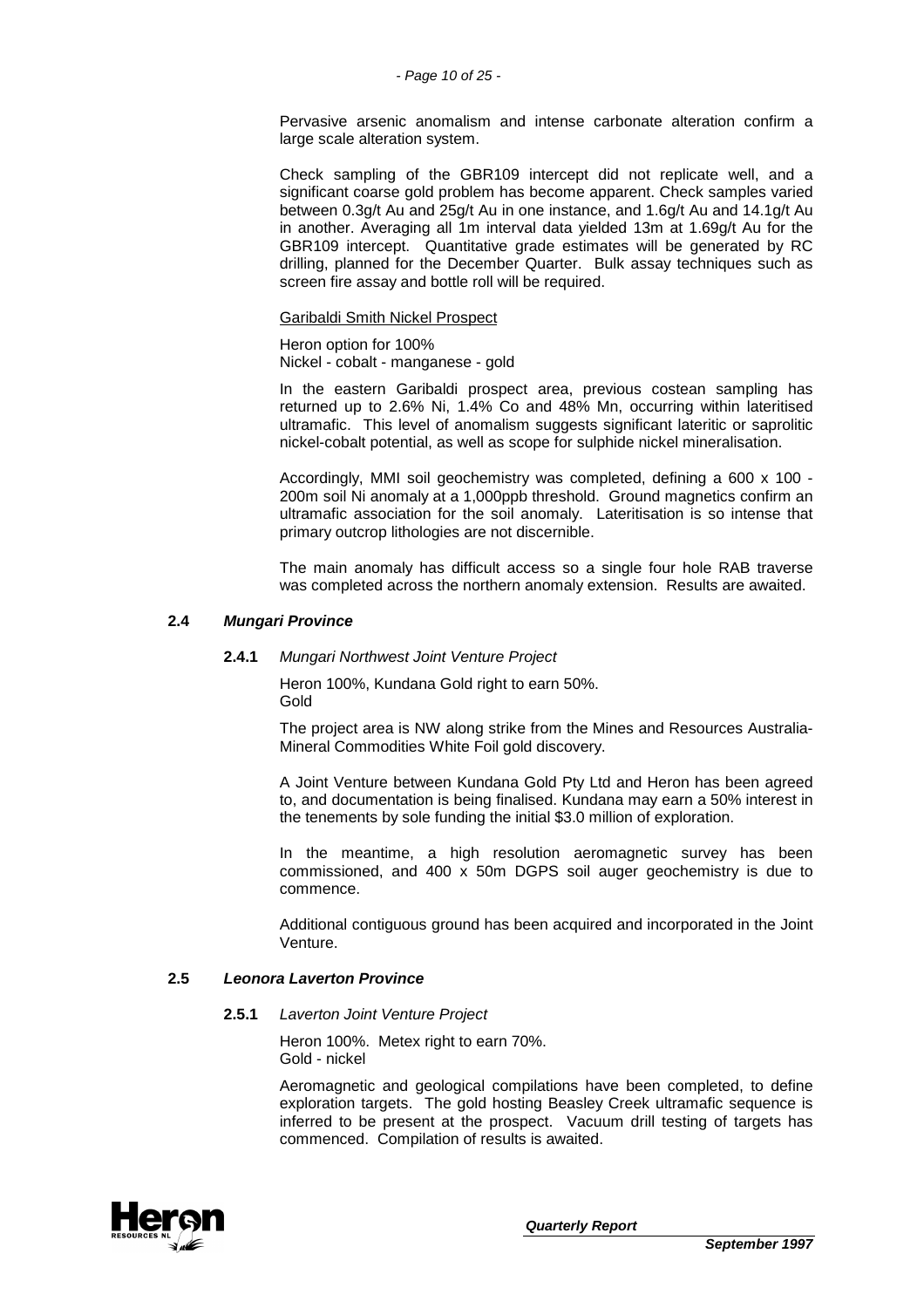Pervasive arsenic anomalism and intense carbonate alteration confirm a large scale alteration system.

Check sampling of the GBR109 intercept did not replicate well, and a significant coarse gold problem has become apparent. Check samples varied between 0.3g/t Au and 25g/t Au in one instance, and 1.6g/t Au and 14.1g/t Au in another. Averaging all 1m interval data yielded 13m at 1.69g/t Au for the GBR109 intercept. Quantitative grade estimates will be generated by RC drilling, planned for the December Quarter. Bulk assay techniques such as screen fire assay and bottle roll will be required.

Garibaldi Smith Nickel Prospect

Heron option for 100%
Nickel - cobalt - manganese - gold

In the eastern Garibaldi prospect area, previous costean sampling has returned up to 2.6% Ni, 1.4% Co and 48% Mn, occurring within lateritised ultramafic. This level of anomalism suggests significant lateritic or saprolitic nickel-cobalt potential, as well as scope for sulphide nickel mineralisation.

Accordingly, MMI soil geochemistry was completed, defining a 600 x 100 - 200m soil Ni anomaly at a 1,000ppb threshold. Ground magnetics confirm an ultramafic association for the soil anomaly. Lateritisation is so intense that primary outcrop lithologies are not discernible.

The main anomaly has difficult access so a single four hole RAB traverse was completed across the northern anomaly extension. Results are awaited.

### 2.4 *Mungari Province*

#### 2.4.1 *Mungari Northwest Joint Venture Project*

Heron 100%, Kundana Gold right to earn 50%.
Gold

The project area is NW along strike from the Mines and Resources Australia-Mineral Commodities White Foil gold discovery.

A Joint Venture between Kundana Gold Pty Ltd and Heron has been agreed to, and documentation is being finalised. Kundana may earn a 50% interest in the tenements by sole funding the initial $3.0 million of exploration.

In the meantime, a high resolution aeromagnetic survey has been commissioned, and 400 x 50m DGPS soil auger geochemistry is due to commence.

Additional contiguous ground has been acquired and incorporated in the Joint Venture.

### 2.5 *Leonora Laverton Province*

#### 2.5.1 *Laverton Joint Venture Project*

Heron 100%. Metex right to earn 70%.
Gold - nickel

Aeromagnetic and geological compilations have been completed, to define exploration targets. The gold hosting Beasley Creek ultramafic sequence is inferred to be present at the prospect. Vacuum drill testing of targets has commenced. Compilation of results is awaited.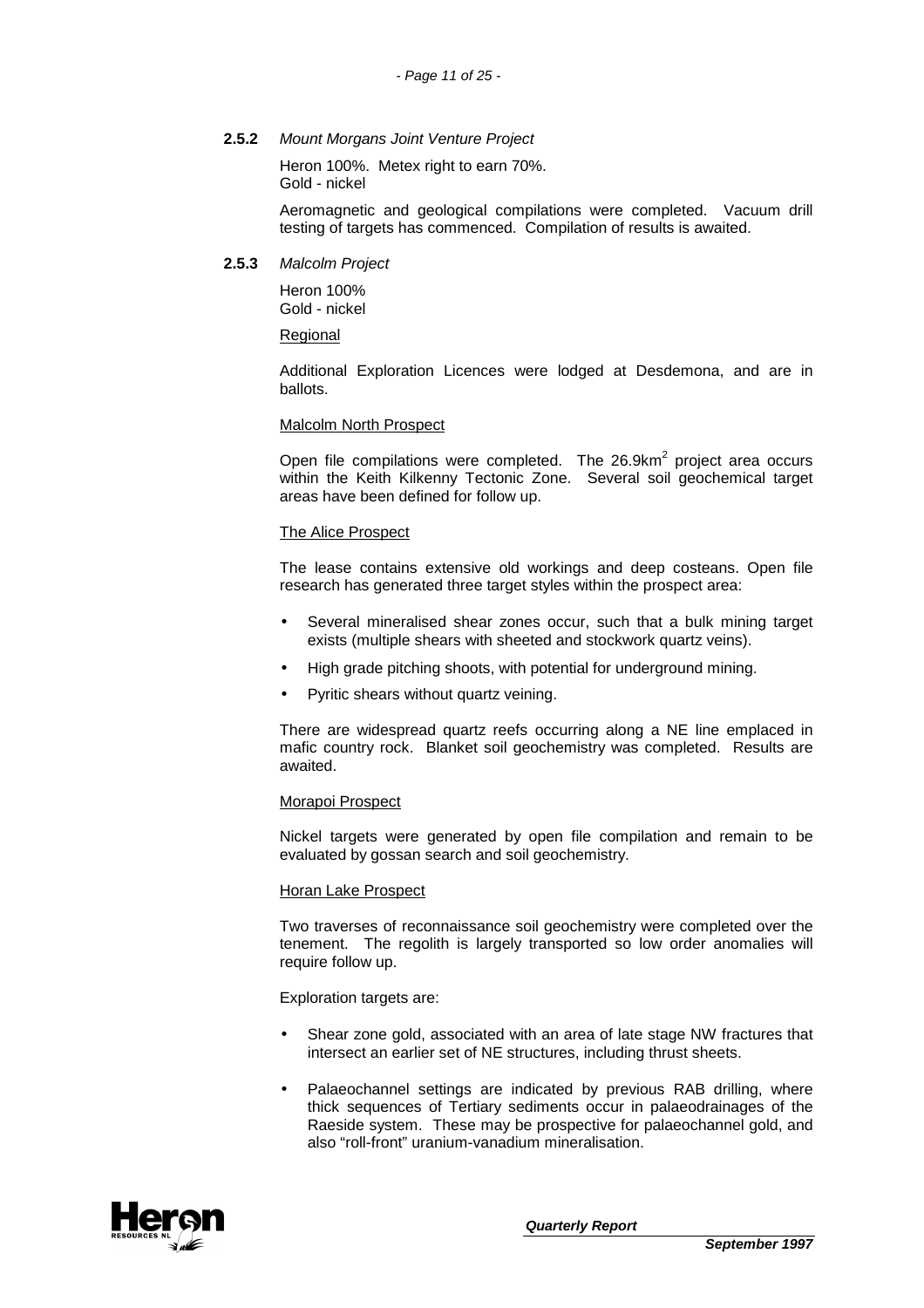**2.5.2** *Mount Morgans Joint Venture Project*

Heron 100%. Metex right to earn 70%.
Gold - nickel

Aeromagnetic and geological compilations were completed. Vacuum drill testing of targets has commenced. Compilation of results is awaited.

**2.5.3** *Malcolm Project*

Heron 100%
Gold - nickel

<u>Regional</u>

Additional Exploration Licences were lodged at Desdemona, and are in ballots.

<u>Malcolm North Prospect</u>

Open file compilations were completed. The 26.9km$^2$ project area occurs within the Keith Kilkenny Tectonic Zone. Several soil geochemical target areas have been defined for follow up.

<u>The Alice Prospect</u>

The lease contains extensive old workings and deep costeans. Open file research has generated three target styles within the prospect area:

- Several mineralised shear zones occur, such that a bulk mining target exists (multiple shears with sheeted and stockwork quartz veins).
- High grade pitching shoots, with potential for underground mining.
- Pyritic shears without quartz veining.

There are widespread quartz reefs occurring along a NE line emplaced in mafic country rock. Blanket soil geochemistry was completed. Results are awaited.

<u>Morapoi Prospect</u>

Nickel targets were generated by open file compilation and remain to be evaluated by gossan search and soil geochemistry.

<u>Horan Lake Prospect</u>

Two traverses of reconnaissance soil geochemistry were completed over the tenement. The regolith is largely transported so low order anomalies will require follow up.

Exploration targets are:

- Shear zone gold, associated with an area of late stage NW fractures that intersect an earlier set of NE structures, including thrust sheets.
- Palaeochannel settings are indicated by previous RAB drilling, where thick sequences of Tertiary sediments occur in palaeodrainages of the Raeside system. These may be prospective for palaeochannel gold, and also "roll-front" uranium-vanadium mineralisation.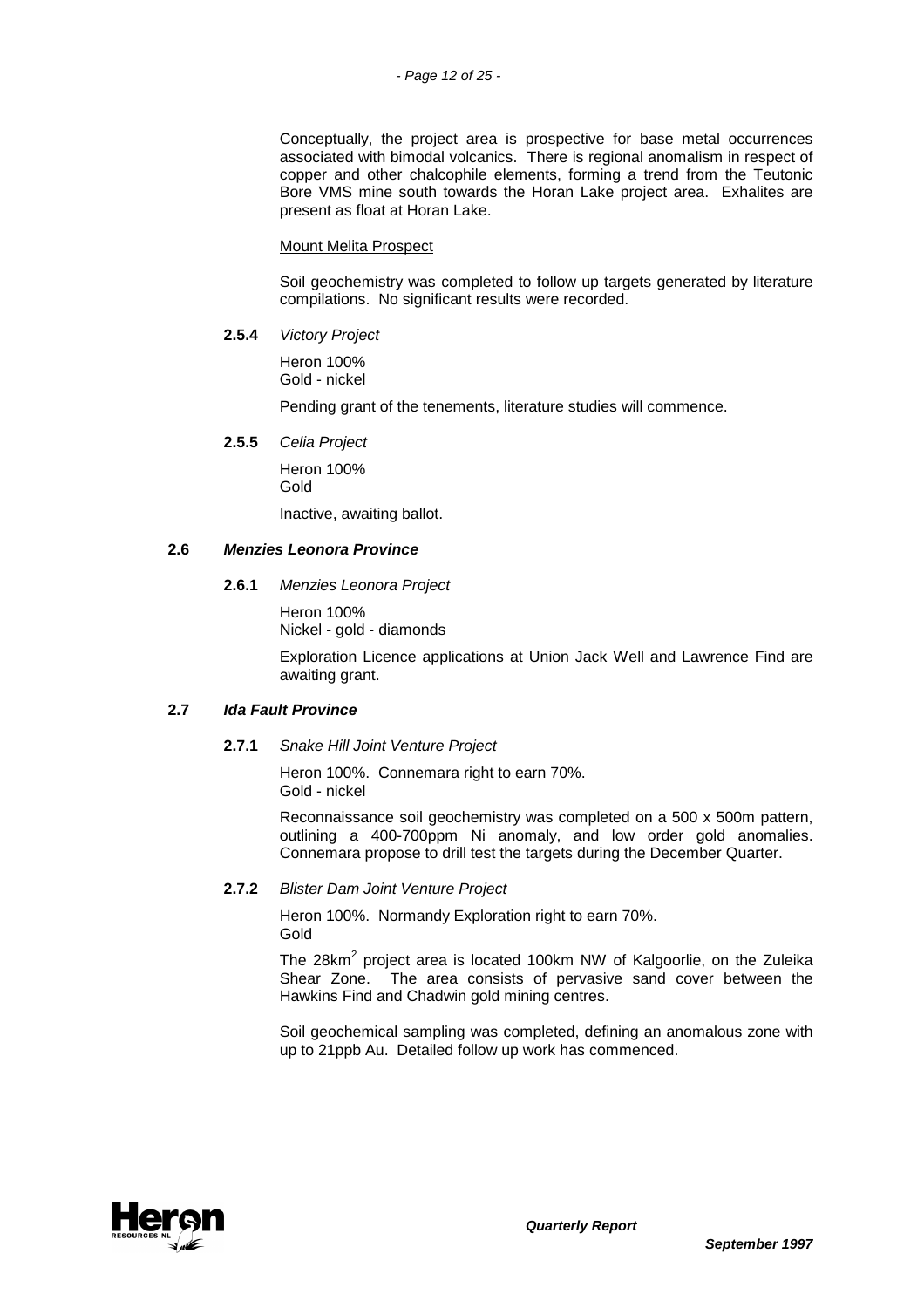Conceptually, the project area is prospective for base metal occurrences associated with bimodal volcanics. There is regional anomalism in respect of copper and other chalcophile elements, forming a trend from the Teutonic Bore VMS mine south towards the Horan Lake project area. Exhalites are present as float at Horan Lake.

Mount Melita Prospect

Soil geochemistry was completed to follow up targets generated by literature compilations. No significant results were recorded.

**2.5.4** *Victory Project*

Heron 100%
Gold - nickel

Pending grant of the tenements, literature studies will commence.

**2.5.5** *Celia Project*

Heron 100%
Gold

Inactive, awaiting ballot.

## 2.6 *Menzies Leonora Province*

**2.6.1** *Menzies Leonora Project*

Heron 100%
Nickel - gold - diamonds

Exploration Licence applications at Union Jack Well and Lawrence Find are awaiting grant.

## 2.7 *Ida Fault Province*

**2.7.1** *Snake Hill Joint Venture Project*

Heron 100%. Connemara right to earn 70%.
Gold - nickel

Reconnaissance soil geochemistry was completed on a 500 x 500m pattern, outlining a 400-700ppm Ni anomaly, and low order gold anomalies. Connemara propose to drill test the targets during the December Quarter.

**2.7.2** *Blister Dam Joint Venture Project*

Heron 100%. Normandy Exploration right to earn 70%.
Gold

The 28km$^2$ project area is located 100km NW of Kalgoorlie, on the Zuleika Shear Zone. The area consists of pervasive sand cover between the Hawkins Find and Chadwin gold mining centres.

Soil geochemical sampling was completed, defining an anomalous zone with up to 21ppb Au. Detailed follow up work has commenced.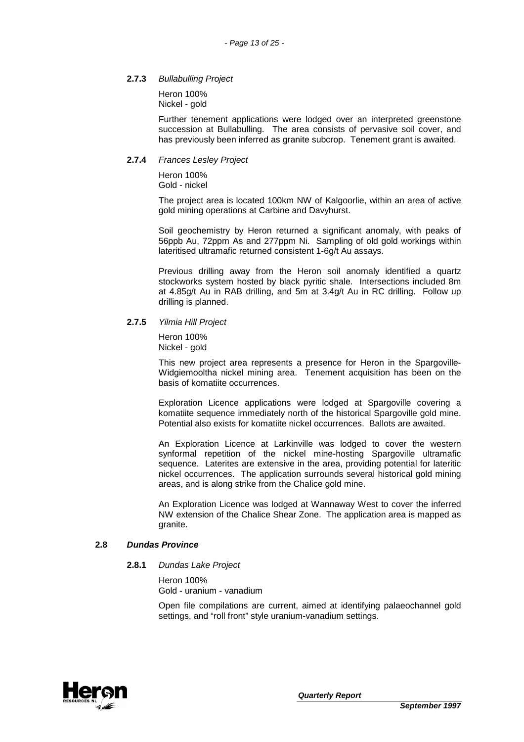#### 2.7.3 *Bullabulling Project*

Heron 100%
Nickel - gold

Further tenement applications were lodged over an interpreted greenstone succession at Bullabulling. The area consists of pervasive soil cover, and has previously been inferred as granite subcrop. Tenement grant is awaited.

#### 2.7.4 *Frances Lesley Project*

Heron 100%
Gold - nickel

The project area is located 100km NW of Kalgoorlie, within an area of active gold mining operations at Carbine and Davyhurst.

Soil geochemistry by Heron returned a significant anomaly, with peaks of 56ppb Au, 72ppm As and 277ppm Ni. Sampling of old gold workings within lateritised ultramafic returned consistent 1-6g/t Au assays.

Previous drilling away from the Heron soil anomaly identified a quartz stockworks system hosted by black pyritic shale. Intersections included 8m at 4.85g/t Au in RAB drilling, and 5m at 3.4g/t Au in RC drilling. Follow up drilling is planned.

#### 2.7.5 *Yilmia Hill Project*

Heron 100%
Nickel - gold

This new project area represents a presence for Heron in the Spargoville-Widgiemooltha nickel mining area. Tenement acquisition has been on the basis of komatiite occurrences.

Exploration Licence applications were lodged at Spargoville covering a komatiite sequence immediately north of the historical Spargoville gold mine. Potential also exists for komatiite nickel occurrences. Ballots are awaited.

An Exploration Licence at Larkinville was lodged to cover the western synformal repetition of the nickel mine-hosting Spargoville ultramafic sequence. Laterites are extensive in the area, providing potential for lateritic nickel occurrences. The application surrounds several historical gold mining areas, and is along strike from the Chalice gold mine.

An Exploration Licence was lodged at Wannaway West to cover the inferred NW extension of the Chalice Shear Zone. The application area is mapped as granite.

### 2.8 *Dundas Province*

#### 2.8.1 *Dundas Lake Project*

Heron 100%
Gold - uranium - vanadium

Open file compilations are current, aimed at identifying palaeochannel gold settings, and "roll front" style uranium-vanadium settings.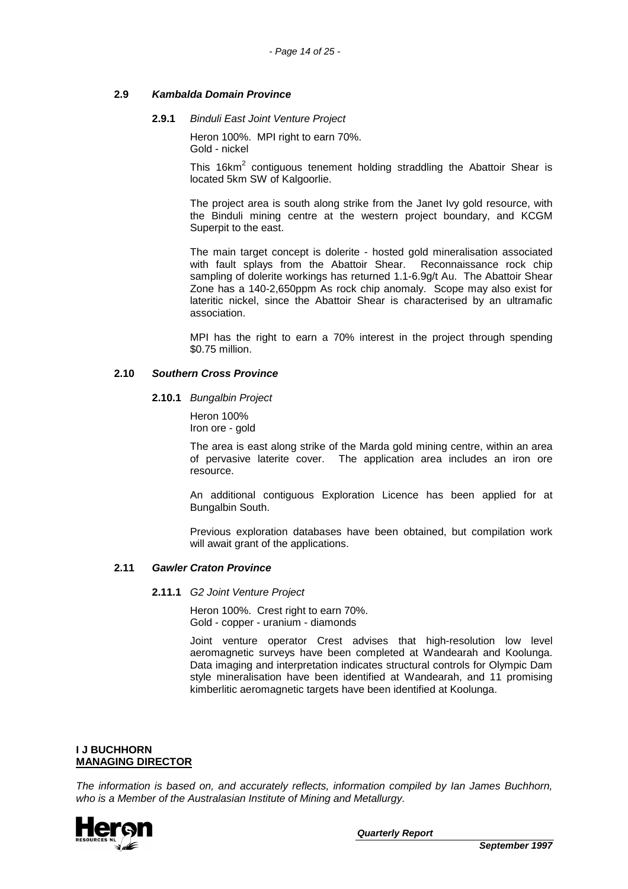### 2.9 *Kambalda Domain Province*

#### 2.9.1 *Binduli East Joint Venture Project*

Heron 100%. MPI right to earn 70%.
Gold - nickel

This 16km$^2$ contiguous tenement holding straddling the Abattoir Shear is located 5km SW of Kalgoorlie.

The project area is south along strike from the Janet Ivy gold resource, with the Binduli mining centre at the western project boundary, and KCGM Superpit to the east.

The main target concept is dolerite - hosted gold mineralisation associated with fault splays from the Abattoir Shear. Reconnaissance rock chip sampling of dolerite workings has returned 1.1-6.9g/t Au. The Abattoir Shear Zone has a 140-2,650ppm As rock chip anomaly. Scope may also exist for lateritic nickel, since the Abattoir Shear is characterised by an ultramafic association.

MPI has the right to earn a 70% interest in the project through spending $0.75 million.

### 2.10 *Southern Cross Province*

#### 2.10.1 *Bungalbin Project*

Heron 100%
Iron ore - gold

The area is east along strike of the Marda gold mining centre, within an area of pervasive laterite cover. The application area includes an iron ore resource.

An additional contiguous Exploration Licence has been applied for at Bungalbin South.

Previous exploration databases have been obtained, but compilation work will await grant of the applications.

### 2.11 *Gawler Craton Province*

#### 2.11.1 *G2 Joint Venture Project*

Heron 100%. Crest right to earn 70%.
Gold - copper - uranium - diamonds

Joint venture operator Crest advises that high-resolution low level aeromagnetic surveys have been completed at Wandearah and Koolunga. Data imaging and interpretation indicates structural controls for Olympic Dam style mineralisation have been identified at Wandearah, and 11 promising kimberlitic aeromagnetic targets have been identified at Koolunga.

**I J BUCHHORN**
**MANAGING DIRECTOR**

*The information is based on, and accurately reflects, information compiled by Ian James Buchhorn, who is a Member of the Australasian Institute of Mining and Metallurgy.*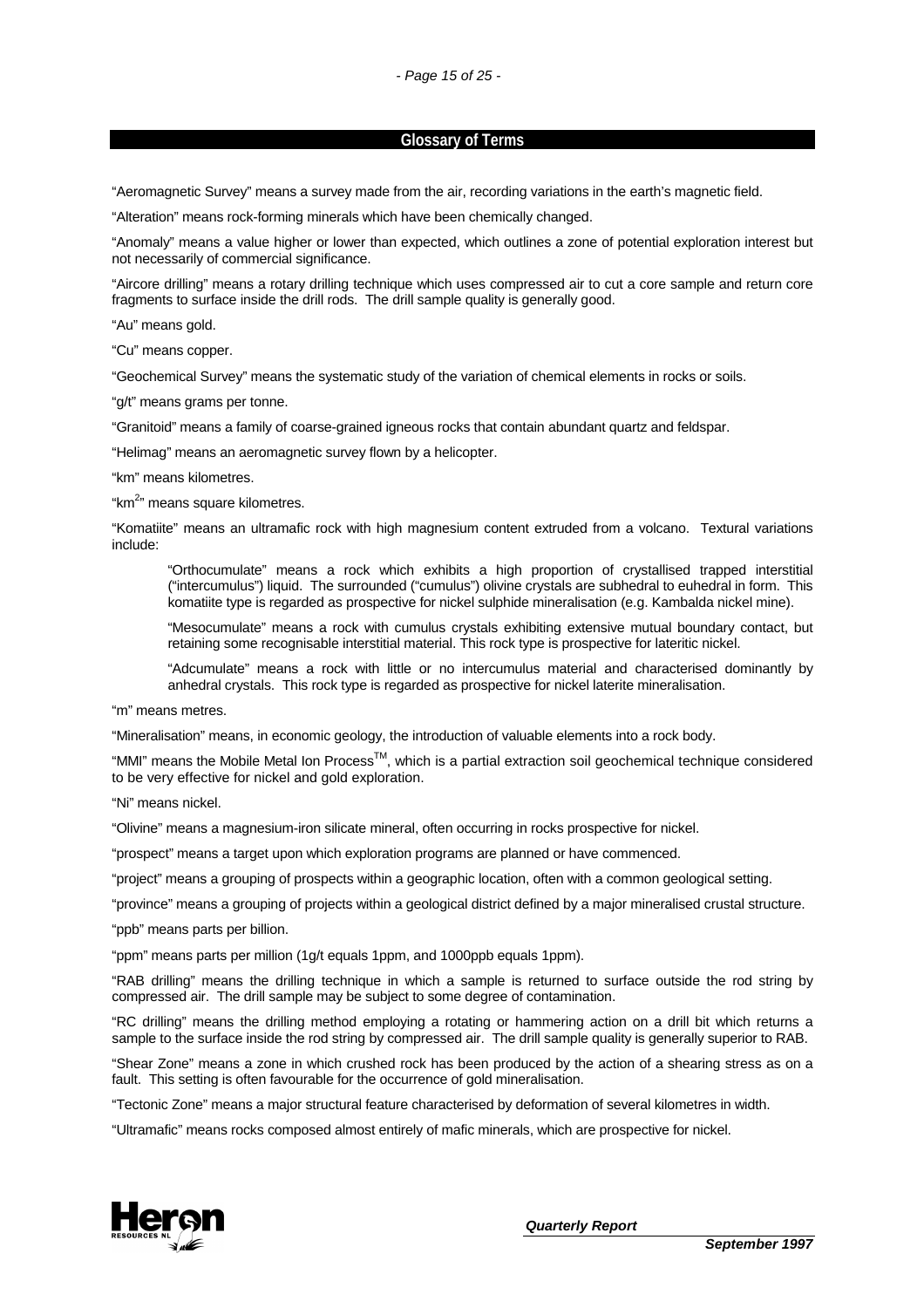## Glossary of Terms

"Aeromagnetic Survey" means a survey made from the air, recording variations in the earth's magnetic field.

"Alteration" means rock-forming minerals which have been chemically changed.

"Anomaly" means a value higher or lower than expected, which outlines a zone of potential exploration interest but not necessarily of commercial significance.

"Aircore drilling" means a rotary drilling technique which uses compressed air to cut a core sample and return core fragments to surface inside the drill rods. The drill sample quality is generally good.

"Au" means gold.

"Cu" means copper.

"Geochemical Survey" means the systematic study of the variation of chemical elements in rocks or soils.

"g/t" means grams per tonne.

"Granitoid" means a family of coarse-grained igneous rocks that contain abundant quartz and feldspar.

"Helimag" means an aeromagnetic survey flown by a helicopter.

"km" means kilometres.

"$km^2$" means square kilometres.

"Komatiite" means an ultramafic rock with high magnesium content extruded from a volcano. Textural variations include:

> "Orthocumulate" means a rock which exhibits a high proportion of crystallised trapped interstitial ("intercumulus") liquid. The surrounded ("cumulus") olivine crystals are subhedral to euhedral in form. This komatiite type is regarded as prospective for nickel sulphide mineralisation (e.g. Kambalda nickel mine).
>
> "Mesocumulate" means a rock with cumulus crystals exhibiting extensive mutual boundary contact, but retaining some recognisable interstitial material. This rock type is prospective for lateritic nickel.
>
> "Adcumulate" means a rock with little or no intercumulus material and characterised dominantly by anhedral crystals. This rock type is regarded as prospective for nickel laterite mineralisation.

"m" means metres.

"Mineralisation" means, in economic geology, the introduction of valuable elements into a rock body.

"MMI" means the Mobile Metal Ion Process™, which is a partial extraction soil geochemical technique considered to be very effective for nickel and gold exploration.

"Ni" means nickel.

"Olivine" means a magnesium-iron silicate mineral, often occurring in rocks prospective for nickel.

"prospect" means a target upon which exploration programs are planned or have commenced.

"project" means a grouping of prospects within a geographic location, often with a common geological setting.

"province" means a grouping of projects within a geological district defined by a major mineralised crustal structure.

"ppb" means parts per billion.

"ppm" means parts per million (1g/t equals 1ppm, and 1000ppb equals 1ppm).

"RAB drilling" means the drilling technique in which a sample is returned to surface outside the rod string by compressed air. The drill sample may be subject to some degree of contamination.

"RC drilling" means the drilling method employing a rotating or hammering action on a drill bit which returns a sample to the surface inside the rod string by compressed air. The drill sample quality is generally superior to RAB.

"Shear Zone" means a zone in which crushed rock has been produced by the action of a shearing stress as on a fault. This setting is often favourable for the occurrence of gold mineralisation.

"Tectonic Zone" means a major structural feature characterised by deformation of several kilometres in width.

"Ultramafic" means rocks composed almost entirely of mafic minerals, which are prospective for nickel.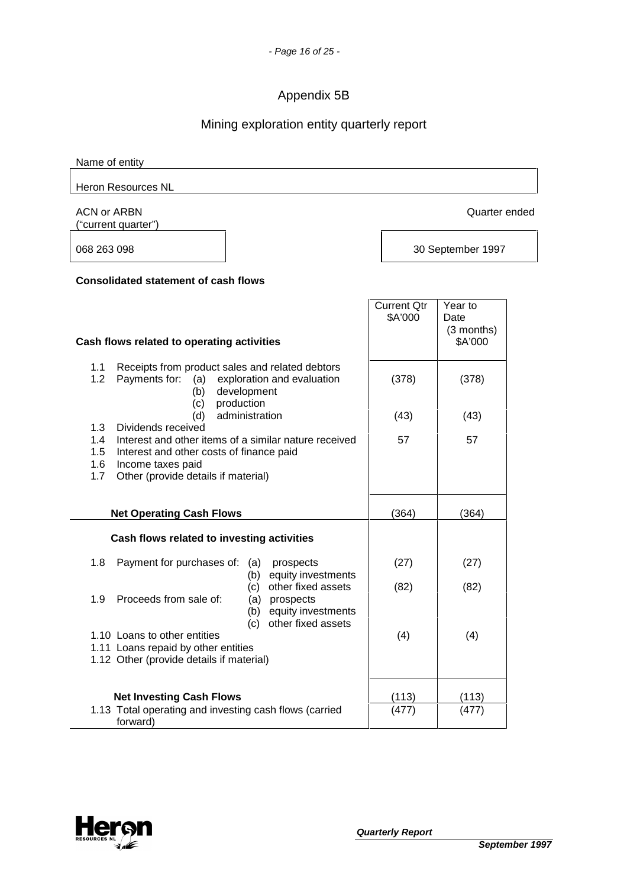# Appendix 5B

## Mining exploration entity quarterly report

Name of entity

Heron Resources NL

| ACN or ARBN | Quarter ended ("current quarter") |
|---|---|
| 068 263 098 | 30 September 1997 |

**Consolidated statement of cash flows**

| | Current Qtr $A'000 | Year to Date (3 months) $A'000 |
|---|---|---|
| **Cash flows related to operating activities** | | |
| 1.1 Receipts from product sales and related debtors | | |
| 1.2 Payments for: (a) exploration and evaluation | (378) | (378) |
| (b) development | | |
| (c) production | | |
| (d) administration | (43) | (43) |
| 1.3 Dividends received | | |
| 1.4 Interest and other items of a similar nature received | 57 | 57 |
| 1.5 Interest and other costs of finance paid | | |
| 1.6 Income taxes paid | | |
| 1.7 Other (provide details if material) | | |
| **Net Operating Cash Flows** | (364) | (364) |
| **Cash flows related to investing activities** | | |
| 1.8 Payment for purchases of: (a) prospects | (27) | (27) |
| (b) equity investments | | |
| (c) other fixed assets | (82) | (82) |
| 1.9 Proceeds from sale of: (a) prospects | | |
| (b) equity investments | | |
| (c) other fixed assets | | |
| 1.10 Loans to other entities | (4) | (4) |
| 1.11 Loans repaid by other entities | | |
| 1.12 Other (provide details if material) | | |
| **Net Investing Cash Flows** | (113) | (113) |
| 1.13 Total operating and investing cash flows (carried forward) | (477) | (477) |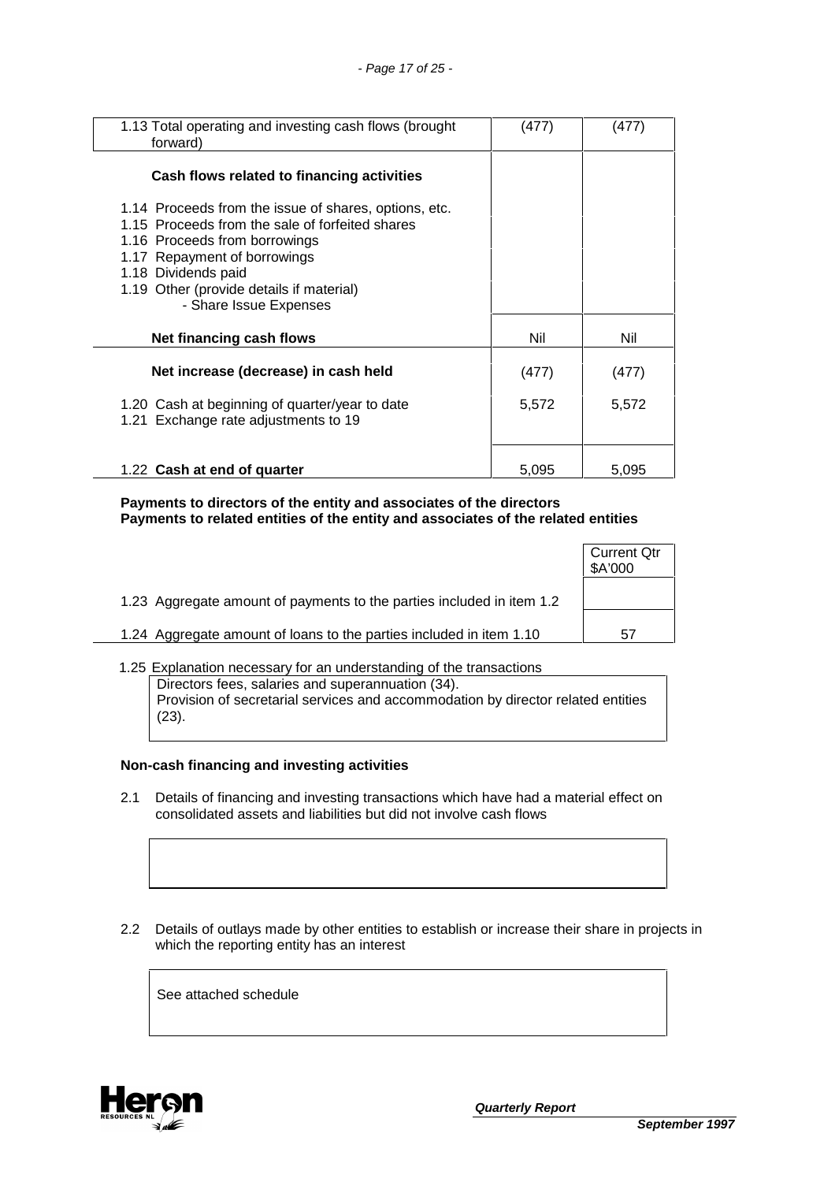| | | |
|---|---|---|
| 1.13 Total operating and investing cash flows (brought forward) | (477) | (477) |
| **Cash flows related to financing activities** | | |
| 1.14 Proceeds from the issue of shares, options, etc. | | |
| 1.15 Proceeds from the sale of forfeited shares | | |
| 1.16 Proceeds from borrowings | | |
| 1.17 Repayment of borrowings | | |
| 1.18 Dividends paid | | |
| 1.19 Other (provide details if material) - Share Issue Expenses | | |
| **Net financing cash flows** | Nil | Nil |
| **Net increase (decrease) in cash held** | (477) | (477) |
| 1.20 Cash at beginning of quarter/year to date | 5,572 | 5,572 |
| 1.21 Exchange rate adjustments to 19 | | |
| 1.22 **Cash at end of quarter** | 5,095 | 5,095 |

**Payments to directors of the entity and associates of the directors**
**Payments to related entities of the entity and associates of the related entities**

| | Current Qtr $A'000 |
|---|---|
| 1.23 Aggregate amount of payments to the parties included in item 1.2 | |
| 1.24 Aggregate amount of loans to the parties included in item 1.10 | 57 |

1.25 Explanation necessary for an understanding of the transactions

Directors fees, salaries and superannuation (34).
Provision of secretarial services and accommodation by director related entities (23).

**Non-cash financing and investing activities**

2.1 Details of financing and investing transactions which have had a material effect on consolidated assets and liabilities but did not involve cash flows

2.2 Details of outlays made by other entities to establish or increase their share in projects in which the reporting entity has an interest

See attached schedule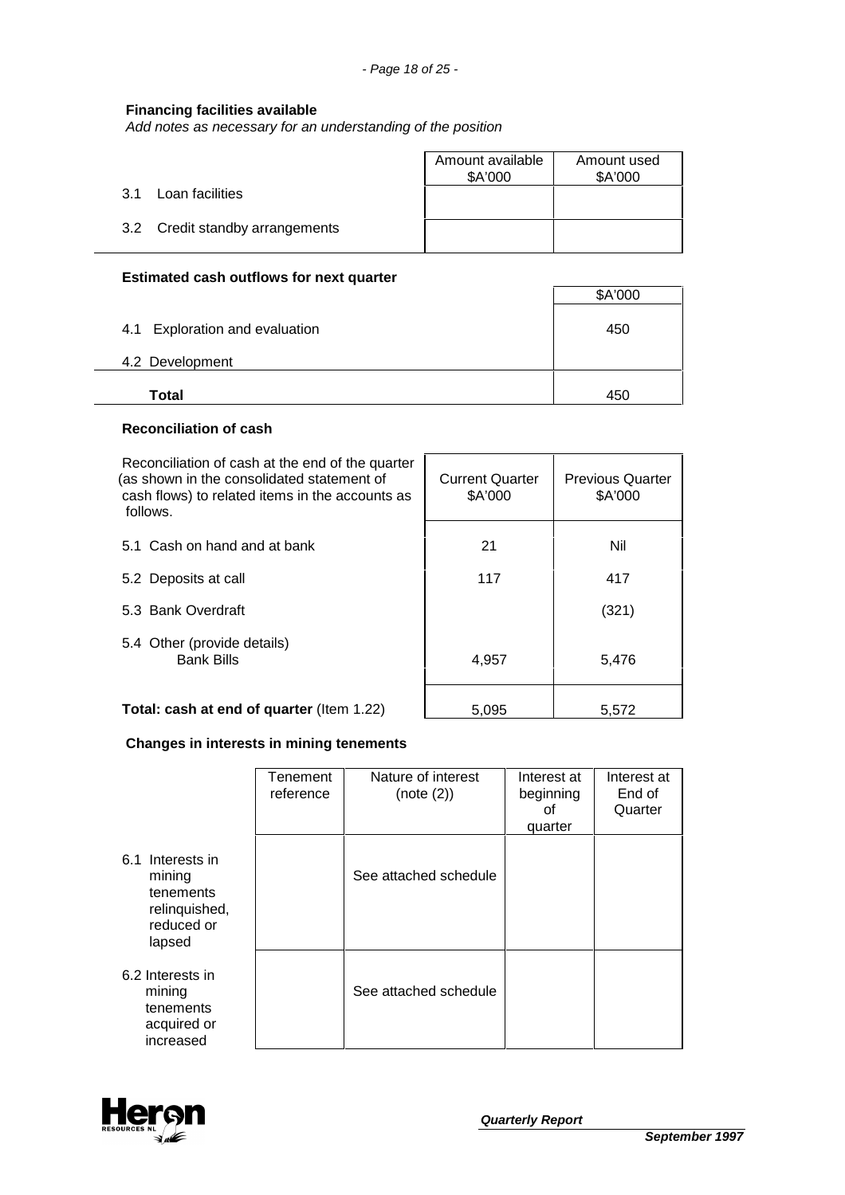**Financing facilities available**

*Add notes as necessary for an understanding of the position*

| | Amount available $A'000 | Amount used $A'000 |
|---|---|---|
| 3.1 Loan facilities | | |
| 3.2 Credit standby arrangements | | |

**Estimated cash outflows for next quarter**

| | $A'000 |
|---|---|
| 4.1 Exploration and evaluation | 450 |
| 4.2 Development | |
| **Total** | 450 |

**Reconciliation of cash**

| Reconciliation of cash at the end of the quarter (as shown in the consolidated statement of cash flows) to related items in the accounts as follows. | Current Quarter $A'000 | Previous Quarter $A'000 |
|---|---|---|
| 5.1 Cash on hand and at bank | 21 | Nil |
| 5.2 Deposits at call | 117 | 417 |
| 5.3 Bank Overdraft | | (321) |
| 5.4 Other (provide details) Bank Bills | 4,957 | 5,476 |
| **Total: cash at end of quarter** (Item 1.22) | 5,095 | 5,572 |

**Changes in interests in mining tenements**

| | Tenement reference | Nature of interest (note (2)) | Interest at beginning of quarter | Interest at End of Quarter |
|---|---|---|---|---|
| 6.1 Interests in mining tenements relinquished, reduced or lapsed | | See attached schedule | | |
| 6.2 Interests in mining tenements acquired or increased | | See attached schedule | | |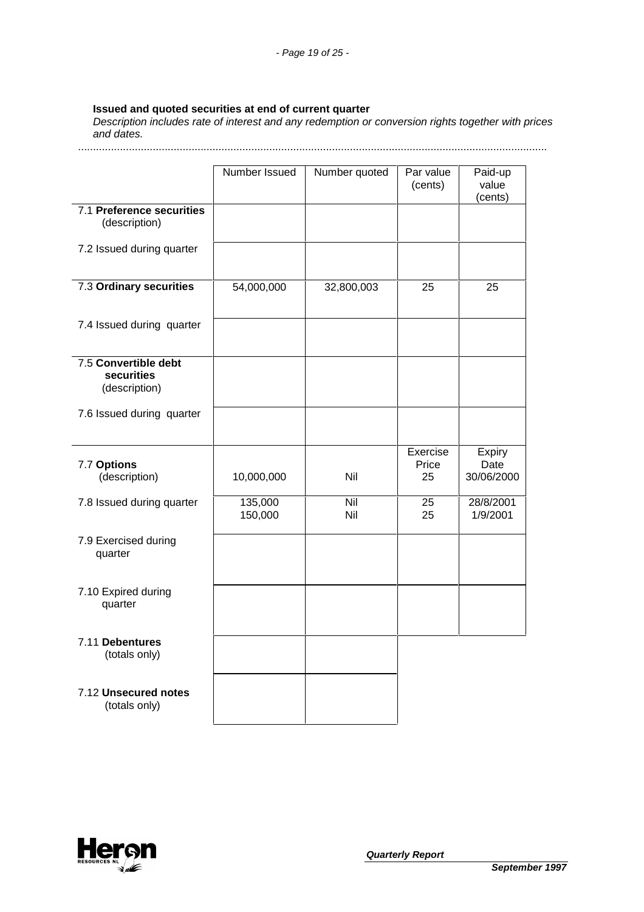**Issued and quoted securities at end of current quarter**

*Description includes rate of interest and any redemption or conversion rights together with prices and dates.*

| | Number Issued | Number quoted | Par value (cents) | Paid-up value (cents) |
|---|---|---|---|---|
| 7.1 **Preference securities** (description) | | | | |
| 7.2 Issued during quarter | | | | |
| 7.3 **Ordinary securities** | 54,000,000 | 32,800,003 | 25 | 25 |
| 7.4 Issued during quarter | | | | |
| 7.5 **Convertible debt securities** (description) | | | | |
| 7.6 Issued during quarter | | | | |
| | | | Exercise Price | Expiry Date |
| 7.7 **Options** (description) | 10,000,000 | Nil | 25 | 30/06/2000 |
| 7.8 Issued during quarter | 135,000<br>150,000 | Nil<br>Nil | 25<br>25 | 28/8/2001<br>1/9/2001 |
| 7.9 Exercised during quarter | | | | |
| 7.10 Expired during quarter | | | | |
| 7.11 **Debentures** (totals only) | | | | |
| 7.12 **Unsecured notes** (totals only) | | | | |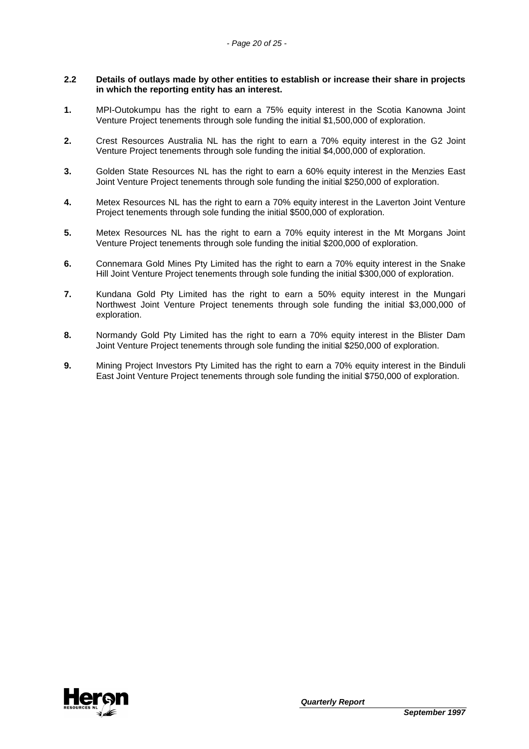**2.2 Details of outlays made by other entities to establish or increase their share in projects in which the reporting entity has an interest.**

**1.** MPI-Outokumpu has the right to earn a 75% equity interest in the Scotia Kanowna Joint Venture Project tenements through sole funding the initial $1,500,000 of exploration.

**2.** Crest Resources Australia NL has the right to earn a 70% equity interest in the G2 Joint Venture Project tenements through sole funding the initial $4,000,000 of exploration.

**3.** Golden State Resources NL has the right to earn a 60% equity interest in the Menzies East Joint Venture Project tenements through sole funding the initial $250,000 of exploration.

**4.** Metex Resources NL has the right to earn a 70% equity interest in the Laverton Joint Venture Project tenements through sole funding the initial $500,000 of exploration.

**5.** Metex Resources NL has the right to earn a 70% equity interest in the Mt Morgans Joint Venture Project tenements through sole funding the initial $200,000 of exploration.

**6.** Connemara Gold Mines Pty Limited has the right to earn a 70% equity interest in the Snake Hill Joint Venture Project tenements through sole funding the initial $300,000 of exploration.

**7.** Kundana Gold Pty Limited has the right to earn a 50% equity interest in the Mungari Northwest Joint Venture Project tenements through sole funding the initial $3,000,000 of exploration.

**8.** Normandy Gold Pty Limited has the right to earn a 70% equity interest in the Blister Dam Joint Venture Project tenements through sole funding the initial $250,000 of exploration.

**9.** Mining Project Investors Pty Limited has the right to earn a 70% equity interest in the Binduli East Joint Venture Project tenements through sole funding the initial $750,000 of exploration.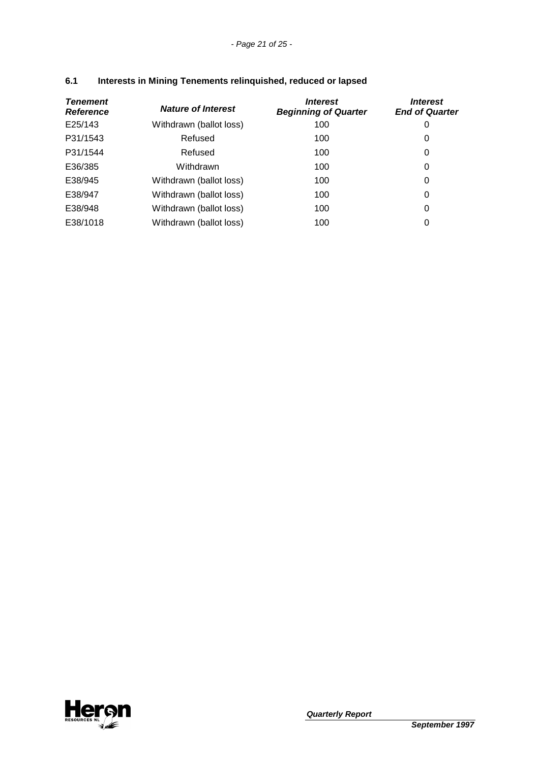### 6.1 Interests in Mining Tenements relinquished, reduced or lapsed

| *Tenement Reference* | *Nature of Interest* | *Interest Beginning of Quarter* | *Interest End of Quarter* |
|---|---|---|---|
| E25/143 | Withdrawn (ballot loss) | 100 | 0 |
| P31/1543 | Refused | 100 | 0 |
| P31/1544 | Refused | 100 | 0 |
| E36/385 | Withdrawn | 100 | 0 |
| E38/945 | Withdrawn (ballot loss) | 100 | 0 |
| E38/947 | Withdrawn (ballot loss) | 100 | 0 |
| E38/948 | Withdrawn (ballot loss) | 100 | 0 |
| E38/1018 | Withdrawn (ballot loss) | 100 | 0 |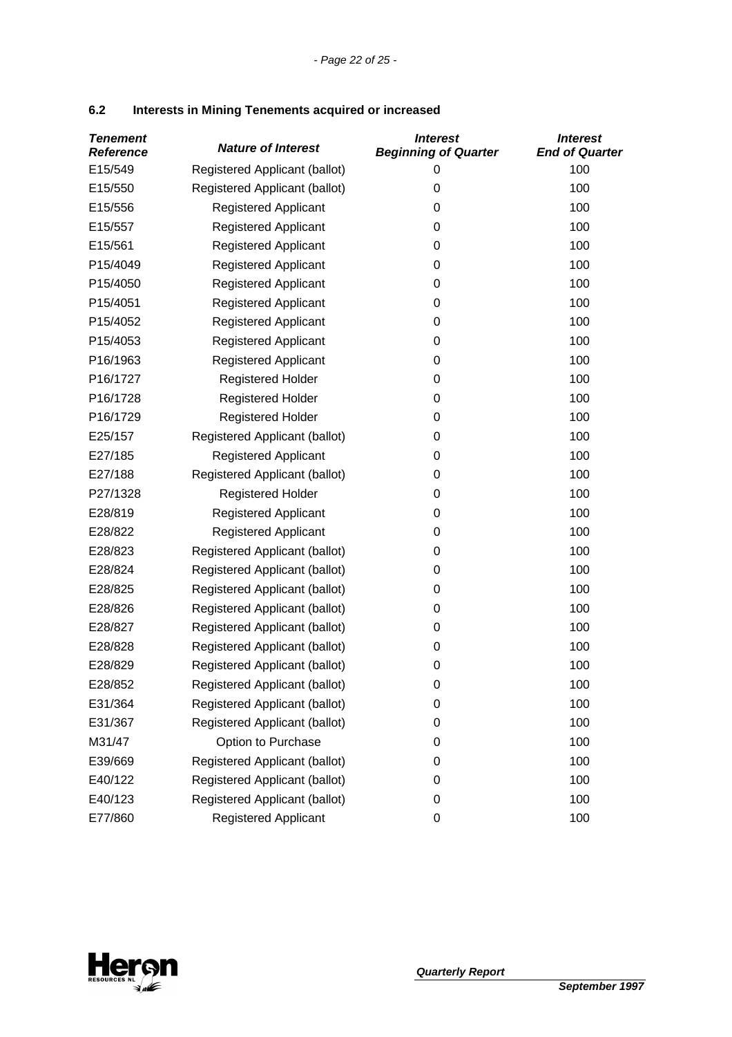## 6.2 Interests in Mining Tenements acquired or increased

| *Tenement Reference* | *Nature of Interest* | *Interest Beginning of Quarter* | *Interest End of Quarter* |
|---|---|---|---|
| E15/549 | Registered Applicant (ballot) | 0 | 100 |
| E15/550 | Registered Applicant (ballot) | 0 | 100 |
| E15/556 | Registered Applicant | 0 | 100 |
| E15/557 | Registered Applicant | 0 | 100 |
| E15/561 | Registered Applicant | 0 | 100 |
| P15/4049 | Registered Applicant | 0 | 100 |
| P15/4050 | Registered Applicant | 0 | 100 |
| P15/4051 | Registered Applicant | 0 | 100 |
| P15/4052 | Registered Applicant | 0 | 100 |
| P15/4053 | Registered Applicant | 0 | 100 |
| P16/1963 | Registered Applicant | 0 | 100 |
| P16/1727 | Registered Holder | 0 | 100 |
| P16/1728 | Registered Holder | 0 | 100 |
| P16/1729 | Registered Holder | 0 | 100 |
| E25/157 | Registered Applicant (ballot) | 0 | 100 |
| E27/185 | Registered Applicant | 0 | 100 |
| E27/188 | Registered Applicant (ballot) | 0 | 100 |
| P27/1328 | Registered Holder | 0 | 100 |
| E28/819 | Registered Applicant | 0 | 100 |
| E28/822 | Registered Applicant | 0 | 100 |
| E28/823 | Registered Applicant (ballot) | 0 | 100 |
| E28/824 | Registered Applicant (ballot) | 0 | 100 |
| E28/825 | Registered Applicant (ballot) | 0 | 100 |
| E28/826 | Registered Applicant (ballot) | 0 | 100 |
| E28/827 | Registered Applicant (ballot) | 0 | 100 |
| E28/828 | Registered Applicant (ballot) | 0 | 100 |
| E28/829 | Registered Applicant (ballot) | 0 | 100 |
| E28/852 | Registered Applicant (ballot) | 0 | 100 |
| E31/364 | Registered Applicant (ballot) | 0 | 100 |
| E31/367 | Registered Applicant (ballot) | 0 | 100 |
| M31/47 | Option to Purchase | 0 | 100 |
| E39/669 | Registered Applicant (ballot) | 0 | 100 |
| E40/122 | Registered Applicant (ballot) | 0 | 100 |
| E40/123 | Registered Applicant (ballot) | 0 | 100 |
| E77/860 | Registered Applicant | 0 | 100 |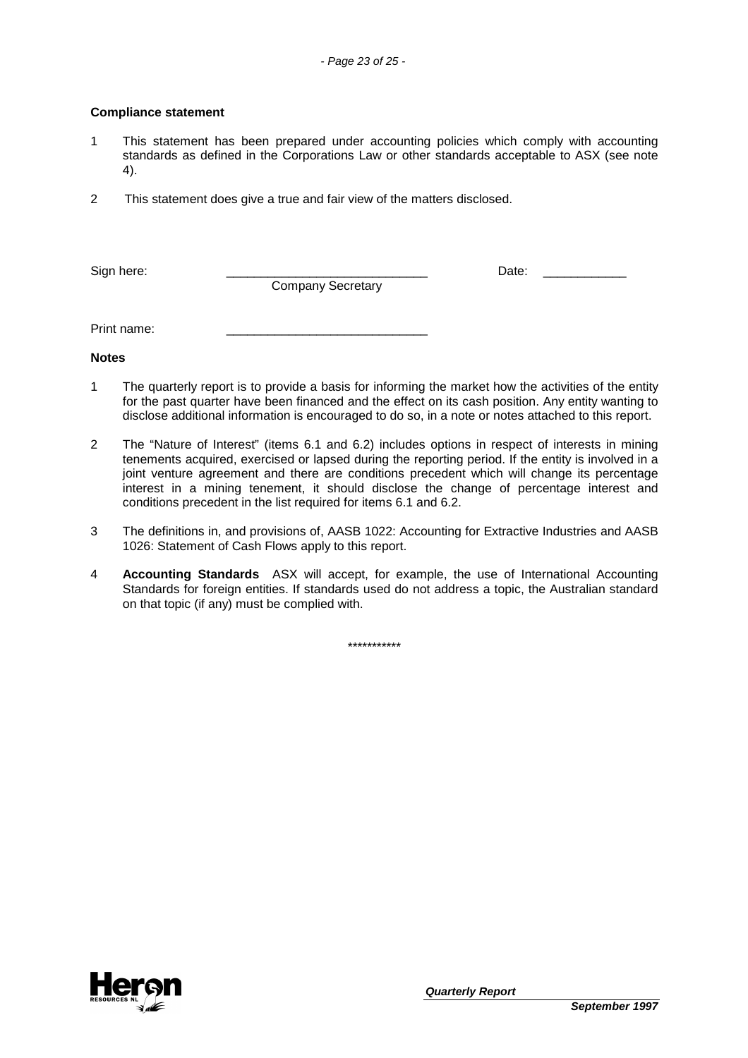**Compliance statement**

1 This statement has been prepared under accounting policies which comply with accounting standards as defined in the Corporations Law or other standards acceptable to ASX (see note 4).

2 This statement does give a true and fair view of the matters disclosed.

Sign here: \_\_\_\_\_\_\_\_\_\_\_\_\_\_\_\_\_\_\_\_\_\_\_\_\_\_\_\_\_ Date: \_\_\_\_\_\_\_\_\_\_\_\_
Company Secretary

Print name: \_\_\_\_\_\_\_\_\_\_\_\_\_\_\_\_\_\_\_\_\_\_\_\_\_\_\_\_\_

**Notes**

1 The quarterly report is to provide a basis for informing the market how the activities of the entity for the past quarter have been financed and the effect on its cash position. Any entity wanting to disclose additional information is encouraged to do so, in a note or notes attached to this report.

2 The "Nature of Interest" (items 6.1 and 6.2) includes options in respect of interests in mining tenements acquired, exercised or lapsed during the reporting period. If the entity is involved in a joint venture agreement and there are conditions precedent which will change its percentage interest in a mining tenement, it should disclose the change of percentage interest and conditions precedent in the list required for items 6.1 and 6.2.

3 The definitions in, and provisions of, AASB 1022: Accounting for Extractive Industries and AASB 1026: Statement of Cash Flows apply to this report.

4 **Accounting Standards** ASX will accept, for example, the use of International Accounting Standards for foreign entities. If standards used do not address a topic, the Australian standard on that topic (if any) must be complied with.

\*\*\*\*\*\*\*\*\*\*\*